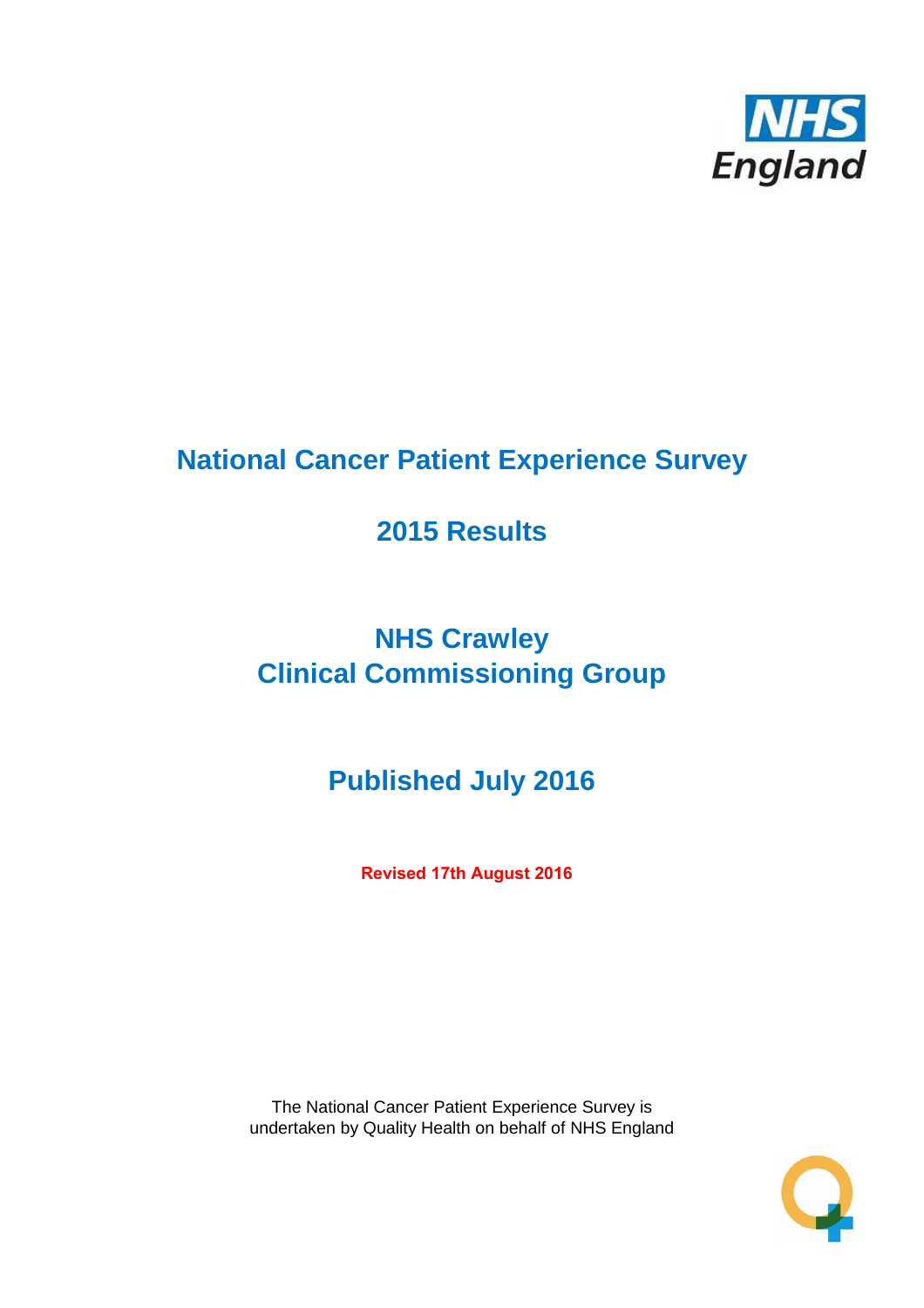# National Cancer Patient Experience Survey

## 2015 Results

## NHS Crawley
## Clinical Commissioning Group

## Published July 2016

**Revised 17th August 2016**

The National Cancer Patient Experience Survey is undertaken by Quality Health on behalf of NHS England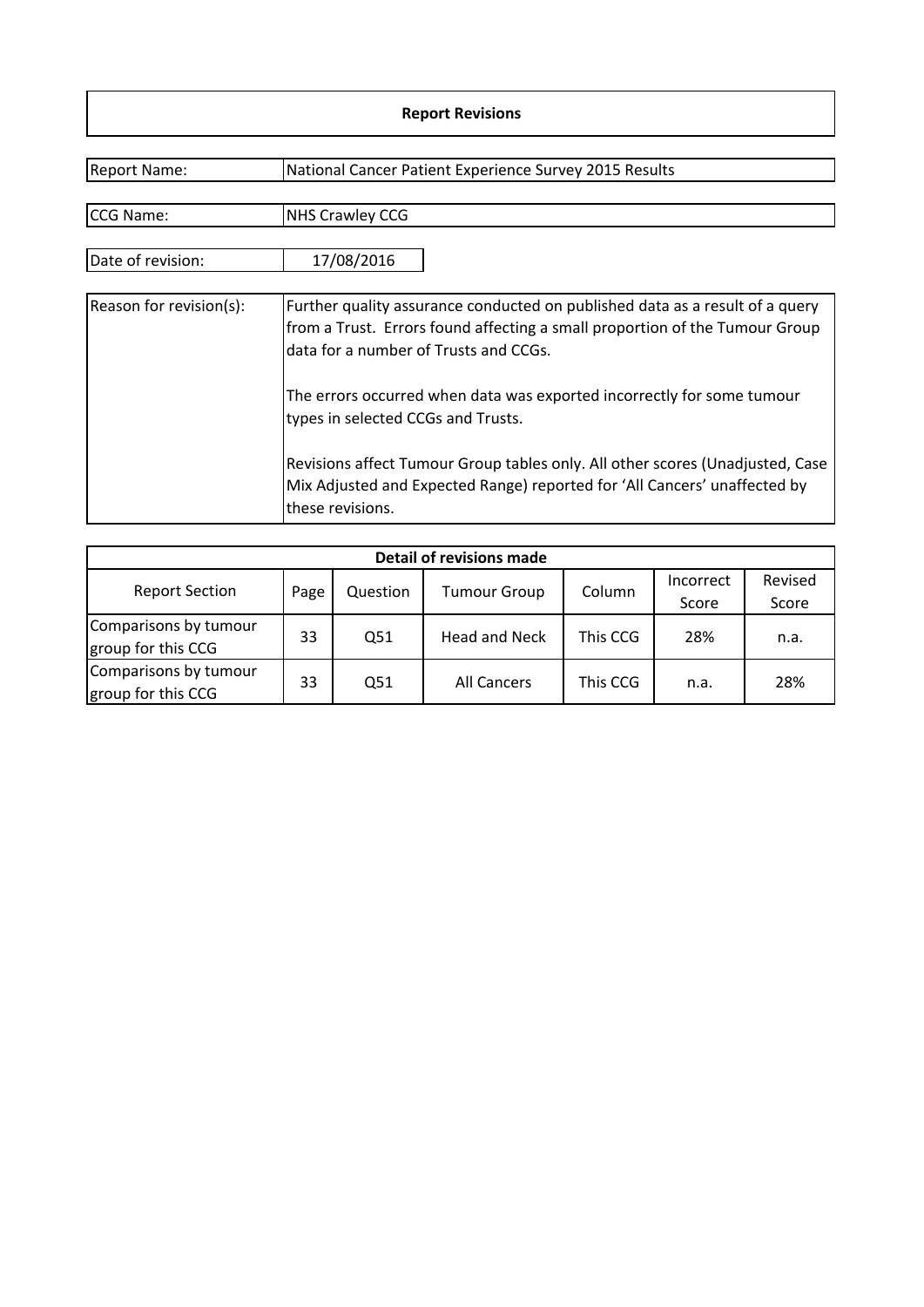# Report Revisions

| | |
|---|---|
| Report Name: | National Cancer Patient Experience Survey 2015 Results |
| CCG Name: | NHS Crawley CCG |
| Date of revision: | 17/08/2016 |
| Reason for revision(s): | Further quality assurance conducted on published data as a result of a query from a Trust. Errors found affecting a small proportion of the Tumour Group data for a number of Trusts and CCGs.<br><br>The errors occurred when data was exported incorrectly for some tumour types in selected CCGs and Trusts.<br><br>Revisions affect Tumour Group tables only. All other scores (Unadjusted, Case Mix Adjusted and Expected Range) reported for 'All Cancers' unaffected by these revisions. |

## Detail of revisions made

| Report Section | Page | Question | Tumour Group | Column | Incorrect Score | Revised Score |
|---|---|---|---|---|---|---|
| Comparisons by tumour group for this CCG | 33 | Q51 | Head and Neck | This CCG | 28% | n.a. |
| Comparisons by tumour group for this CCG | 33 | Q51 | All Cancers | This CCG | n.a. | 28% |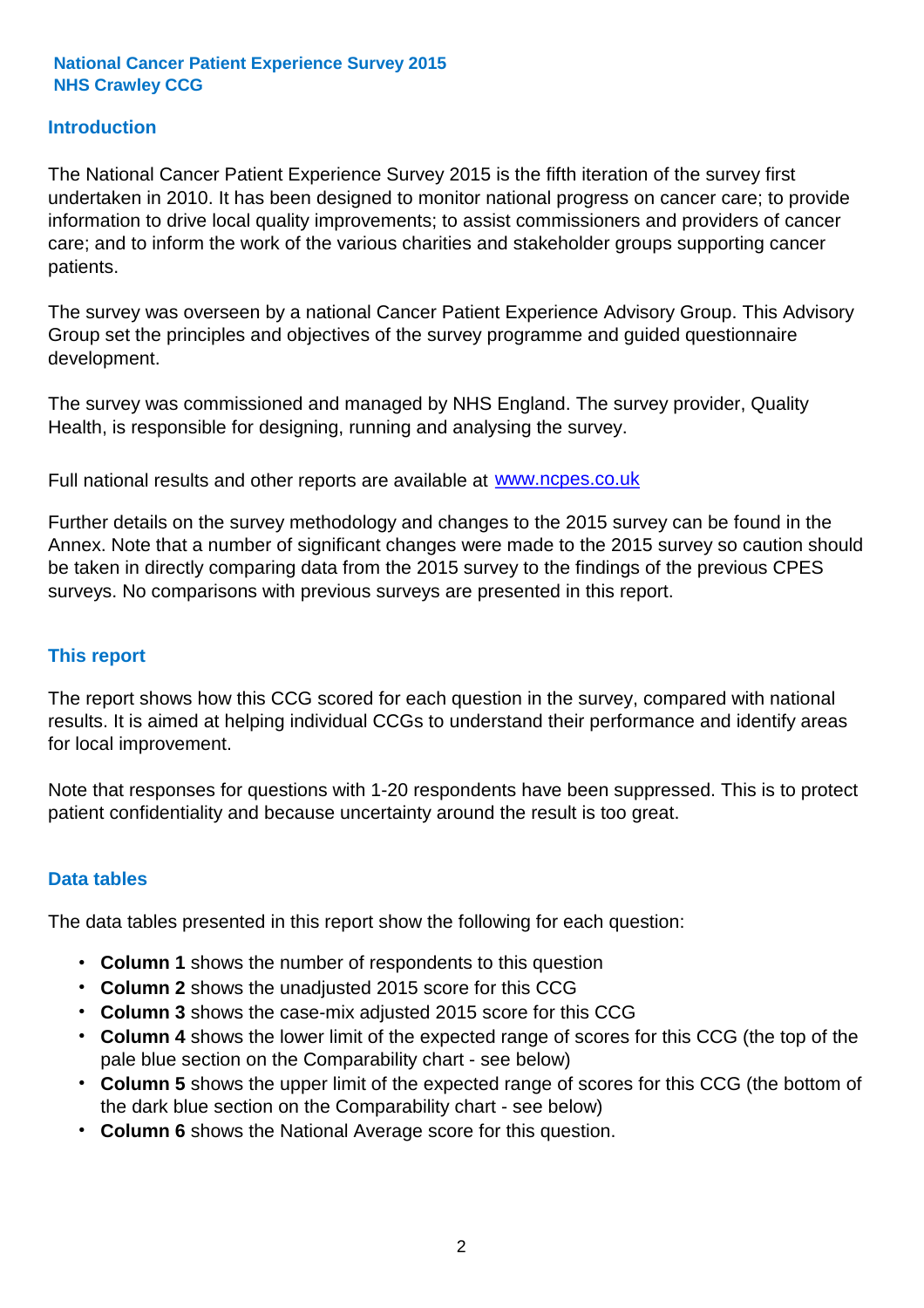**National Cancer Patient Experience Survey 2015**
**NHS Crawley CCG**

## Introduction

The National Cancer Patient Experience Survey 2015 is the fifth iteration of the survey first undertaken in 2010. It has been designed to monitor national progress on cancer care; to provide information to drive local quality improvements; to assist commissioners and providers of cancer care; and to inform the work of the various charities and stakeholder groups supporting cancer patients.

The survey was overseen by a national Cancer Patient Experience Advisory Group. This Advisory Group set the principles and objectives of the survey programme and guided questionnaire development.

The survey was commissioned and managed by NHS England. The survey provider, Quality Health, is responsible for designing, running and analysing the survey.

Full national results and other reports are available at [www.ncpes.co.uk](http://www.ncpes.co.uk)

Further details on the survey methodology and changes to the 2015 survey can be found in the Annex. Note that a number of significant changes were made to the 2015 survey so caution should be taken in directly comparing data from the 2015 survey to the findings of the previous CPES surveys. No comparisons with previous surveys are presented in this report.

## This report

The report shows how this CCG scored for each question in the survey, compared with national results. It is aimed at helping individual CCGs to understand their performance and identify areas for local improvement.

Note that responses for questions with 1-20 respondents have been suppressed. This is to protect patient confidentiality and because uncertainty around the result is too great.

## Data tables

The data tables presented in this report show the following for each question:

- **Column 1** shows the number of respondents to this question
- **Column 2** shows the unadjusted 2015 score for this CCG
- **Column 3** shows the case-mix adjusted 2015 score for this CCG
- **Column 4** shows the lower limit of the expected range of scores for this CCG (the top of the pale blue section on the Comparability chart - see below)
- **Column 5** shows the upper limit of the expected range of scores for this CCG (the bottom of the dark blue section on the Comparability chart - see below)
- **Column 6** shows the National Average score for this question.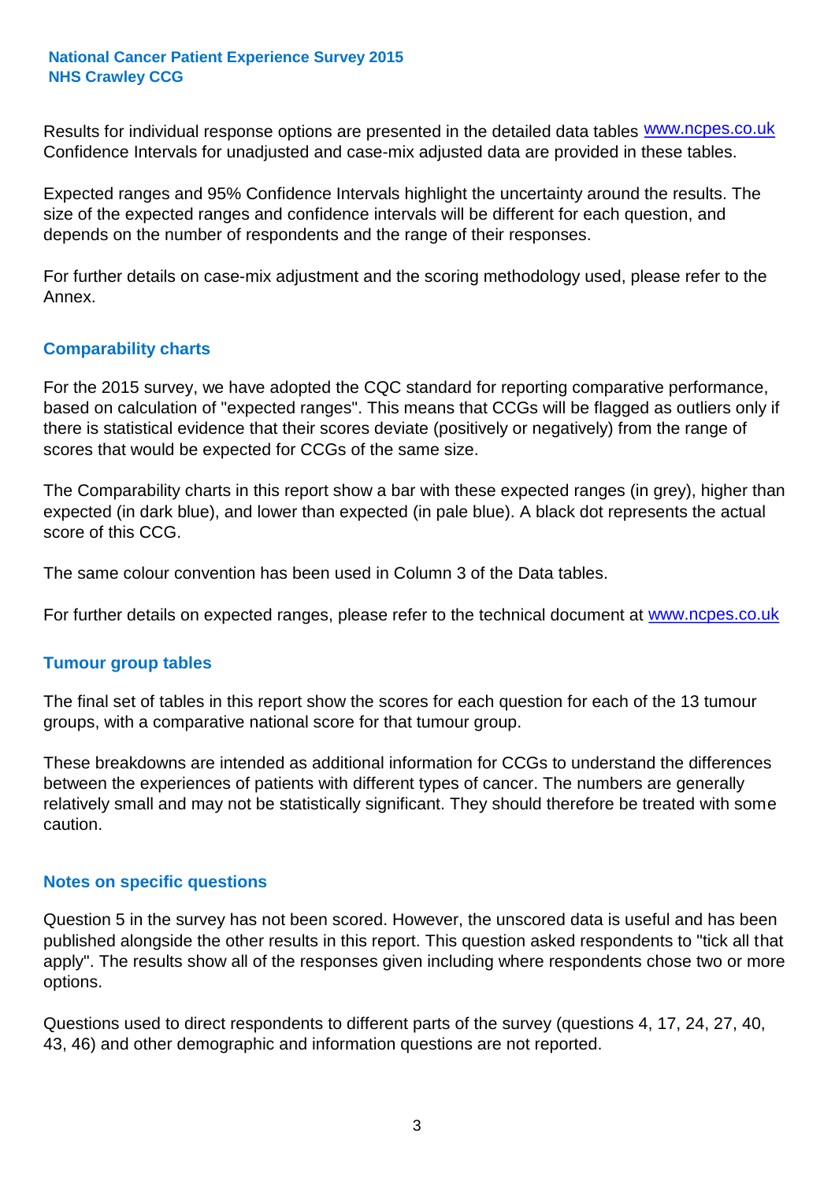Results for individual response options are presented in the detailed data tables www.ncpes.co.uk Confidence Intervals for unadjusted and case-mix adjusted data are provided in these tables.

Expected ranges and 95% Confidence Intervals highlight the uncertainty around the results. The size of the expected ranges and confidence intervals will be different for each question, and depends on the number of respondents and the range of their responses.

For further details on case-mix adjustment and the scoring methodology used, please refer to the Annex.

## Comparability charts

For the 2015 survey, we have adopted the CQC standard for reporting comparative performance, based on calculation of "expected ranges". This means that CCGs will be flagged as outliers only if there is statistical evidence that their scores deviate (positively or negatively) from the range of scores that would be expected for CCGs of the same size.

The Comparability charts in this report show a bar with these expected ranges (in grey), higher than expected (in dark blue), and lower than expected (in pale blue). A black dot represents the actual score of this CCG.

The same colour convention has been used in Column 3 of the Data tables.

For further details on expected ranges, please refer to the technical document at www.ncpes.co.uk

## Tumour group tables

The final set of tables in this report show the scores for each question for each of the 13 tumour groups, with a comparative national score for that tumour group.

These breakdowns are intended as additional information for CCGs to understand the differences between the experiences of patients with different types of cancer. The numbers are generally relatively small and may not be statistically significant. They should therefore be treated with some caution.

## Notes on specific questions

Question 5 in the survey has not been scored. However, the unscored data is useful and has been published alongside the other results in this report. This question asked respondents to "tick all that apply". The results show all of the responses given including where respondents chose two or more options.

Questions used to direct respondents to different parts of the survey (questions 4, 17, 24, 27, 40, 43, 46) and other demographic and information questions are not reported.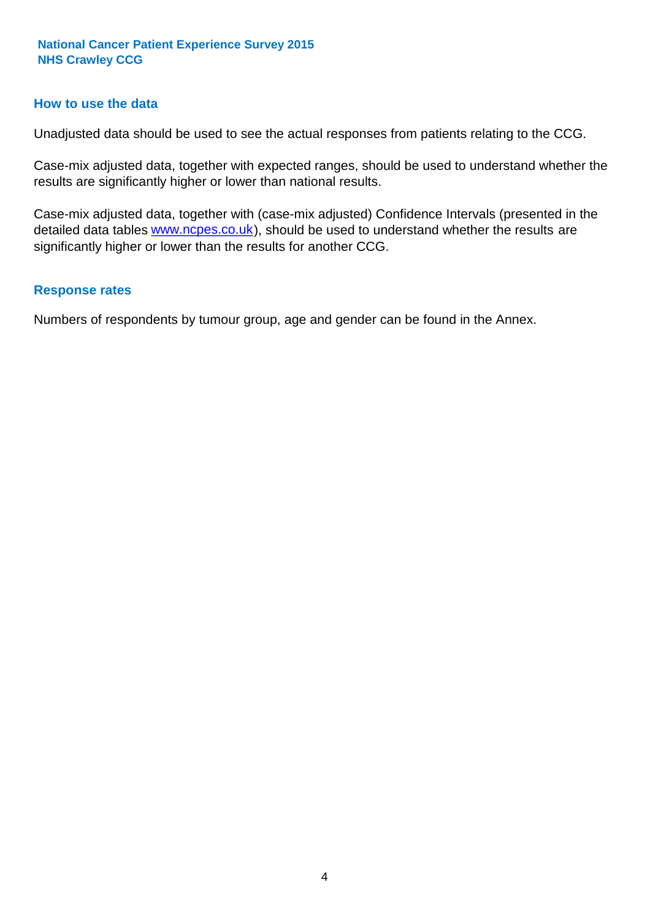## How to use the data

Unadjusted data should be used to see the actual responses from patients relating to the CCG.

Case-mix adjusted data, together with expected ranges, should be used to understand whether the results are significantly higher or lower than national results.

Case-mix adjusted data, together with (case-mix adjusted) Confidence Intervals (presented in the detailed data tables [www.ncpes.co.uk](http://www.ncpes.co.uk)), should be used to understand whether the results are significantly higher or lower than the results for another CCG.

## Response rates

Numbers of respondents by tumour group, age and gender can be found in the Annex.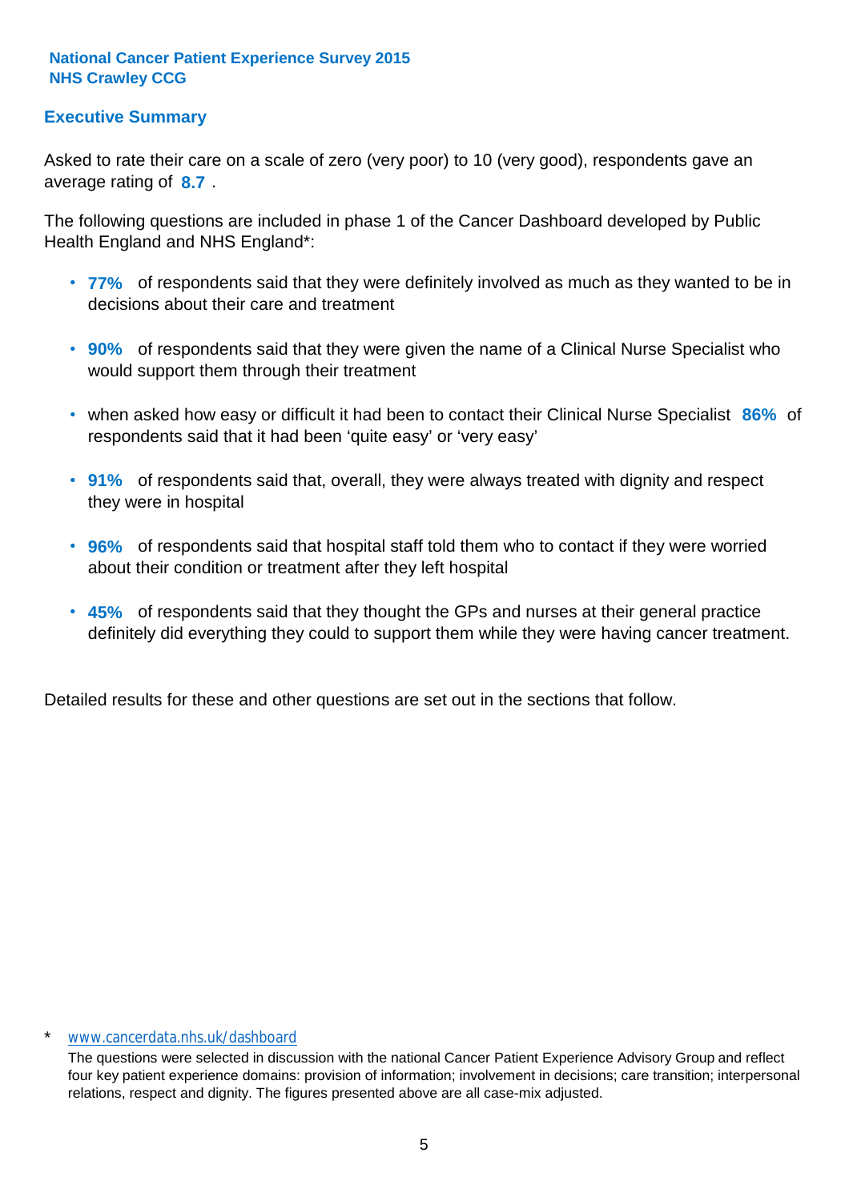**National Cancer Patient Experience Survey 2015**
**NHS Crawley CCG**

## Executive Summary

Asked to rate their care on a scale of zero (very poor) to 10 (very good), respondents gave an average rating of **8.7** .

The following questions are included in phase 1 of the Cancer Dashboard developed by Public Health England and NHS England*:

- **77%** of respondents said that they were definitely involved as much as they wanted to be in decisions about their care and treatment
- **90%** of respondents said that they were given the name of a Clinical Nurse Specialist who would support them through their treatment
- when asked how easy or difficult it had been to contact their Clinical Nurse Specialist **86%** of respondents said that it had been 'quite easy' or 'very easy'
- **91%** of respondents said that, overall, they were always treated with dignity and respect they were in hospital
- **96%** of respondents said that hospital staff told them who to contact if they were worried about their condition or treatment after they left hospital
- **45%** of respondents said that they thought the GPs and nurses at their general practice definitely did everything they could to support them while they were having cancer treatment.

Detailed results for these and other questions are set out in the sections that follow.

\* www.cancerdata.nhs.uk/dashboard

The questions were selected in discussion with the national Cancer Patient Experience Advisory Group and reflect four key patient experience domains: provision of information; involvement in decisions; care transition; interpersonal relations, respect and dignity. The figures presented above are all case-mix adjusted.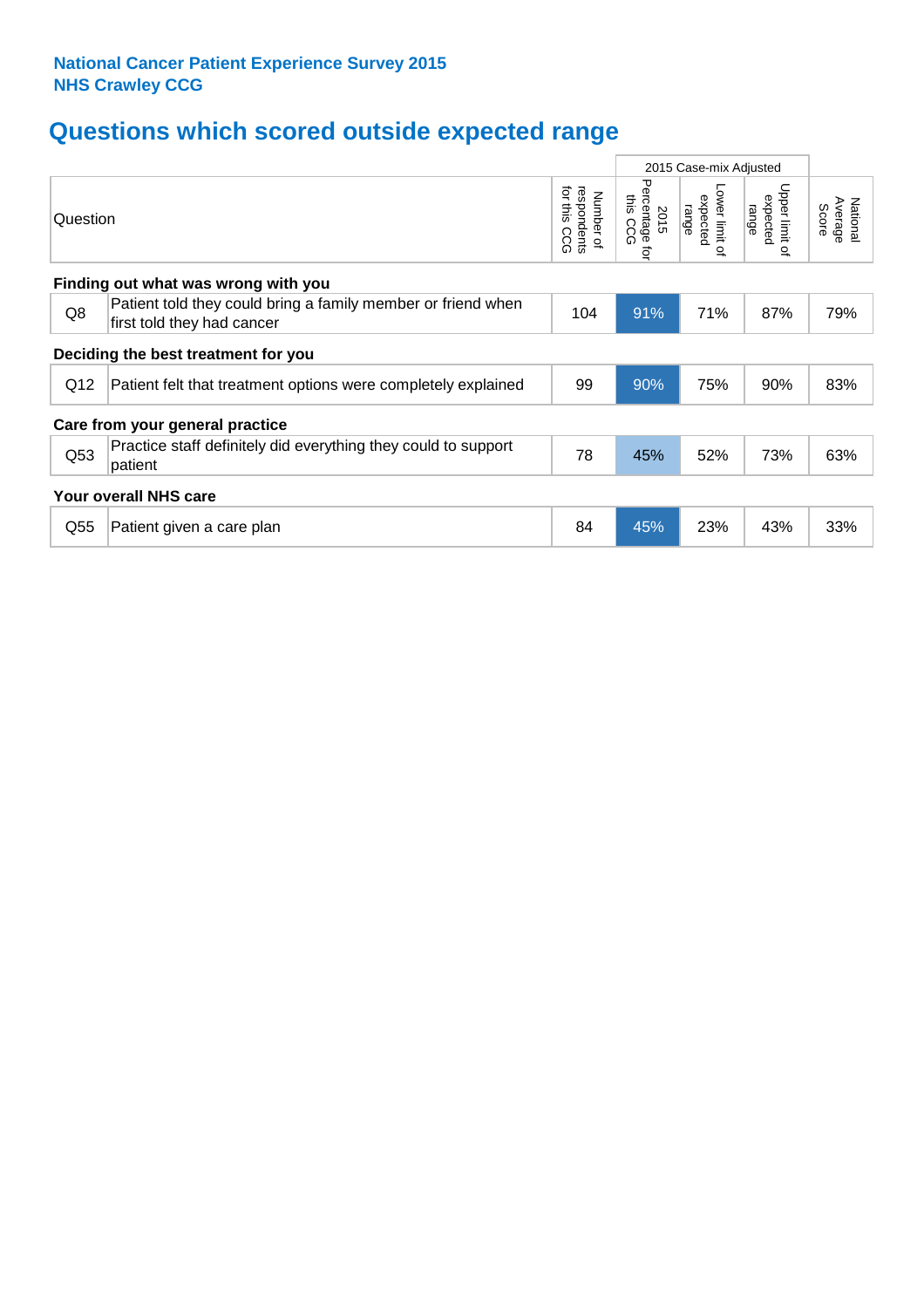**National Cancer Patient Experience Survey 2015**
**NHS Crawley CCG**

# Questions which scored outside expected range

| Question | | Number of respondents for this CCG | 2015 Case-mix Adjusted | | | National Average Score |
|---|---|---|---|---|---|---|
| | | | 2015 Percentage for this CCG | Lower limit of expected range | Upper limit of expected range | |
| **Finding out what was wrong with you** | | | | | | |
| Q8 | Patient told they could bring a family member or friend when first told they had cancer | 104 | 91% | 71% | 87% | 79% |
| **Deciding the best treatment for you** | | | | | | |
| Q12 | Patient felt that treatment options were completely explained | 99 | 90% | 75% | 90% | 83% |
| **Care from your general practice** | | | | | | |
| Q53 | Practice staff definitely did everything they could to support patient | 78 | 45% | 52% | 73% | 63% |
| **Your overall NHS care** | | | | | | |
| Q55 | Patient given a care plan | 84 | 45% | 23% | 43% | 33% |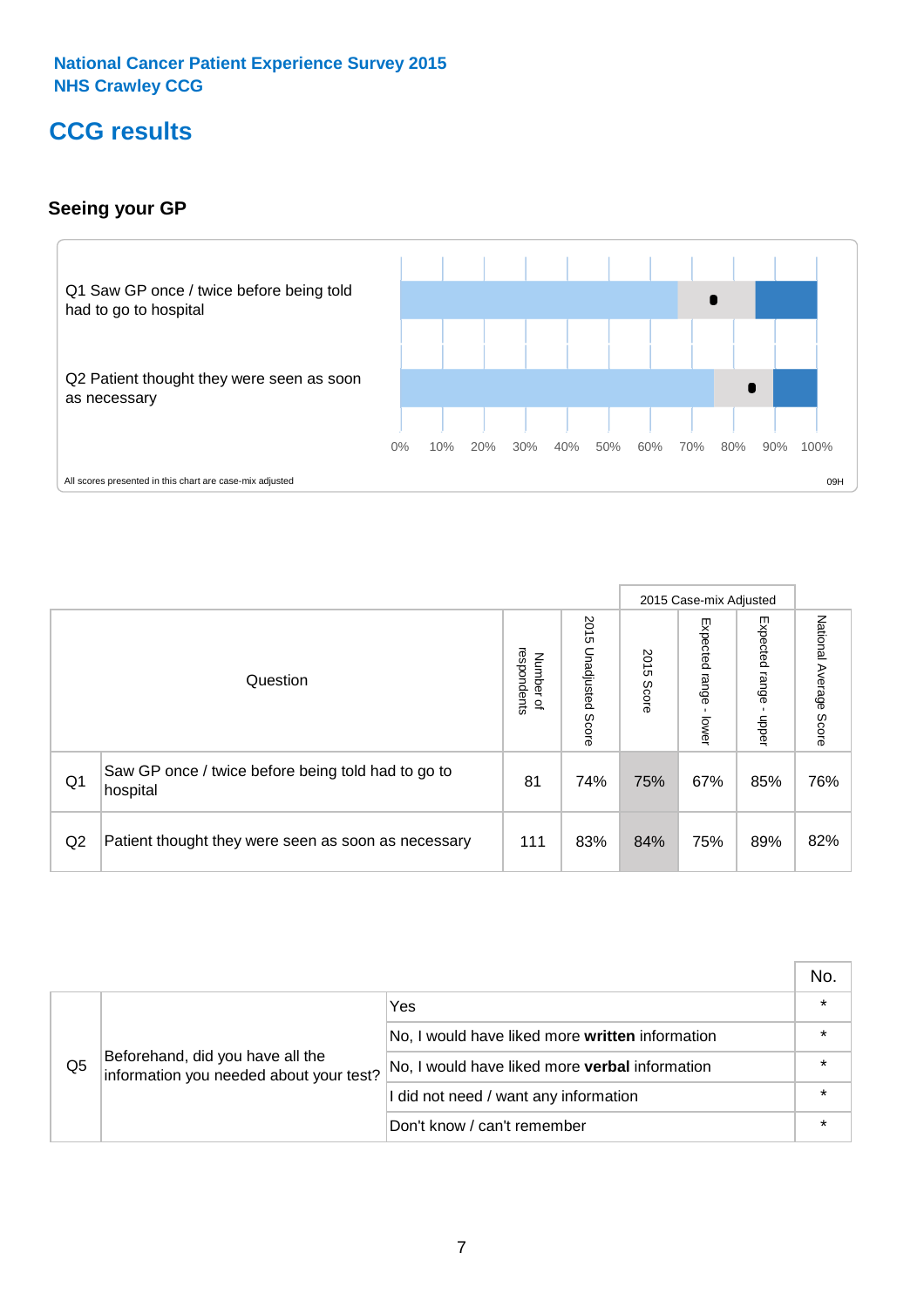National Cancer Patient Experience Survey 2015
NHS Crawley CCG

# CCG results

## Seeing your GP

Q1 Saw GP once / twice before being told had to go to hospital

Q2 Patient thought they were seen as soon as necessary

0% 10% 20% 30% 40% 50% 60% 70% 80% 90% 100%

All scores presented in this chart are case-mix adjusted

09H

| | Question | Number of respondents | 2015 Unadjusted Score | 2015 Case-mix Adjusted 2015 Score | 2015 Case-mix Adjusted Expected range - lower | 2015 Case-mix Adjusted Expected range - upper | National Average Score |
|---|---|---|---|---|---|---|---|
| Q1 | Saw GP once / twice before being told had to go to hospital | 81 | 74% | 75% | 67% | 85% | 76% |
| Q2 | Patient thought they were seen as soon as necessary | 111 | 83% | 84% | 75% | 89% | 82% |

| | | | No. |
|---|---|---|---|
| Q5 | Beforehand, did you have all the information you needed about your test? | Yes | * |
| | | No, I would have liked more **written** information | * |
| | | No, I would have liked more **verbal** information | * |
| | | I did not need / want any information | * |
| | | Don't know / can't remember | * |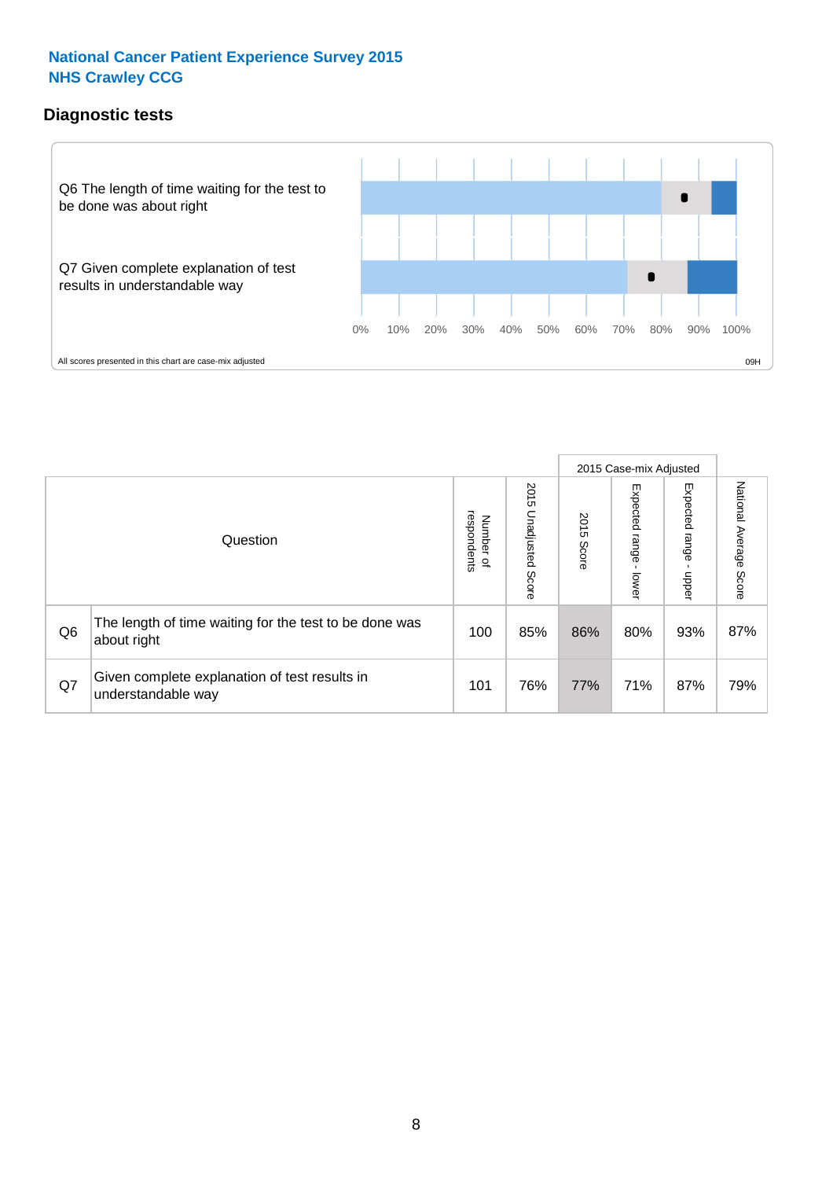National Cancer Patient Experience Survey 2015
NHS Crawley CCG

## Diagnostic tests

Q6 The length of time waiting for the test to be done was about right

Q7 Given complete explanation of test results in understandable way

0% 10% 20% 30% 40% 50% 60% 70% 80% 90% 100%

All scores presented in this chart are case-mix adjusted

09H

| | Question | Number of respondents | 2015 Unadjusted Score | 2015 Case-mix Adjusted 2015 Score | 2015 Case-mix Adjusted Expected range - lower | 2015 Case-mix Adjusted Expected range - upper | National Average Score |
|---|---|---|---|---|---|---|---|
| Q6 | The length of time waiting for the test to be done was about right | 100 | 85% | 86% | 80% | 93% | 87% |
| Q7 | Given complete explanation of test results in understandable way | 101 | 76% | 77% | 71% | 87% | 79% |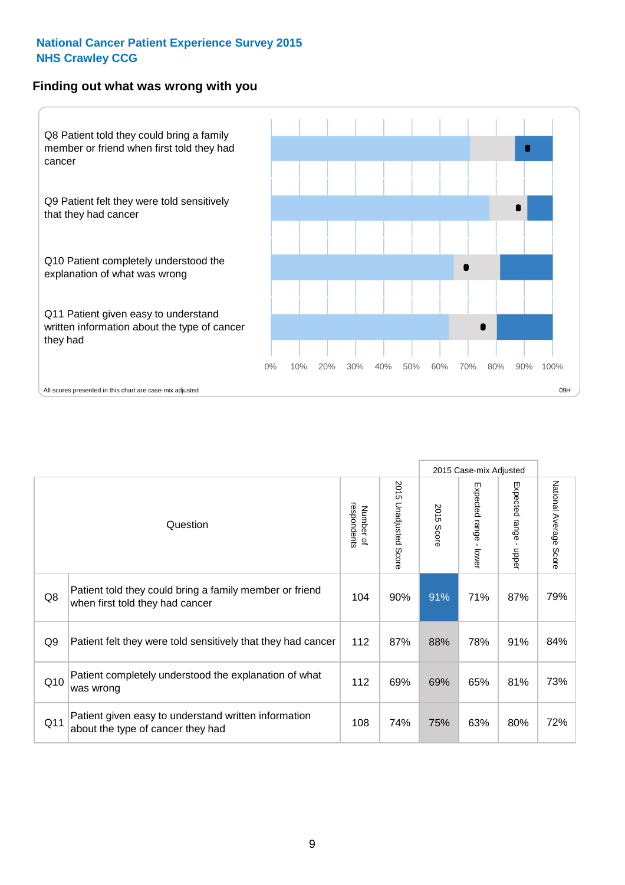# National Cancer Patient Experience Survey 2015
# NHS Crawley CCG

## Finding out what was wrong with you

Q8 Patient told they could bring a family member or friend when first told they had cancer

Q9 Patient felt they were told sensitively that they had cancer

Q10 Patient completely understood the explanation of what was wrong

Q11 Patient given easy to understand written information about the type of cancer they had

0% 10% 20% 30% 40% 50% 60% 70% 80% 90% 100%

All scores presented in this chart are case-mix adjusted

09H

| | Question | Number of respondents | 2015 Unadjusted Score | 2015 Case-mix Adjusted | | | National Average Score |
|---|---|---|---|---|---|---|---|
| | | | | 2015 Score | Expected range - lower | Expected range - upper | |
| Q8 | Patient told they could bring a family member or friend when first told they had cancer | 104 | 90% | 91% | 71% | 87% | 79% |
| Q9 | Patient felt they were told sensitively that they had cancer | 112 | 87% | 88% | 78% | 91% | 84% |
| Q10 | Patient completely understood the explanation of what was wrong | 112 | 69% | 69% | 65% | 81% | 73% |
| Q11 | Patient given easy to understand written information about the type of cancer they had | 108 | 74% | 75% | 63% | 80% | 72% |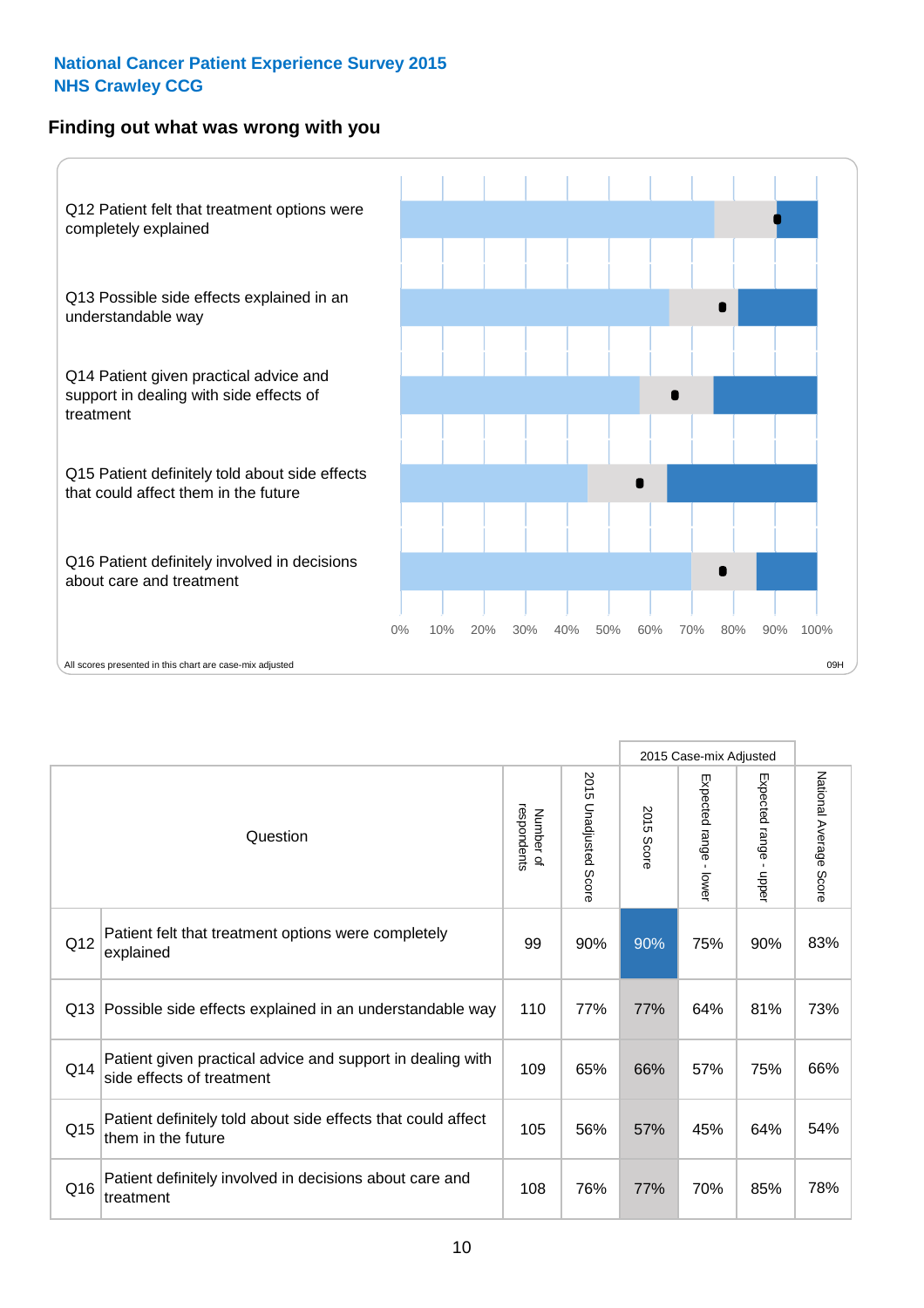National Cancer Patient Experience Survey 2015
NHS Crawley CCG

## Finding out what was wrong with you

Q12 Patient felt that treatment options were completely explained

Q13 Possible side effects explained in an understandable way

Q14 Patient given practical advice and support in dealing with side effects of treatment

Q15 Patient definitely told about side effects that could affect them in the future

Q16 Patient definitely involved in decisions about care and treatment

0% 10% 20% 30% 40% 50% 60% 70% 80% 90% 100%

All scores presented in this chart are case-mix adjusted

09H

| Question | | Number of respondents | 2015 Unadjusted Score | 2015 Case-mix Adjusted: 2015 Score | 2015 Case-mix Adjusted: Expected range - lower | 2015 Case-mix Adjusted: Expected range - upper | National Average Score |
|---|---|---|---|---|---|---|---|
| Q12 | Patient felt that treatment options were completely explained | 99 | 90% | 90% | 75% | 90% | 83% |
| Q13 | Possible side effects explained in an understandable way | 110 | 77% | 77% | 64% | 81% | 73% |
| Q14 | Patient given practical advice and support in dealing with side effects of treatment | 109 | 65% | 66% | 57% | 75% | 66% |
| Q15 | Patient definitely told about side effects that could affect them in the future | 105 | 56% | 57% | 45% | 64% | 54% |
| Q16 | Patient definitely involved in decisions about care and treatment | 108 | 76% | 77% | 70% | 85% | 78% |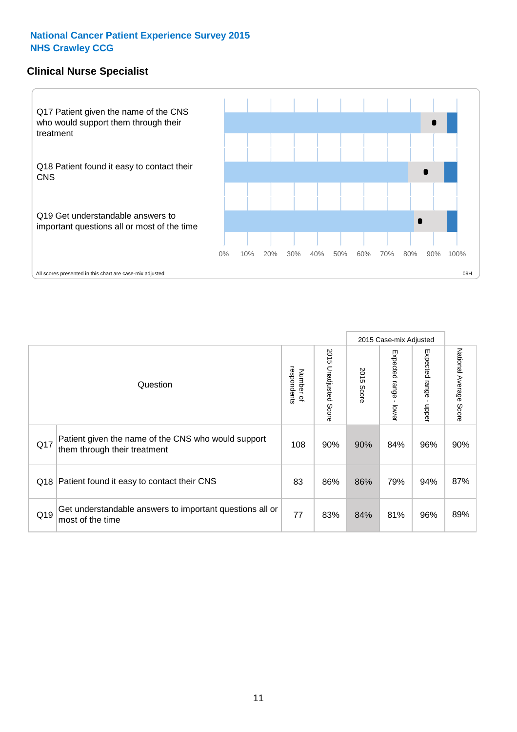National Cancer Patient Experience Survey 2015
NHS Crawley CCG

## Clinical Nurse Specialist

Q17 Patient given the name of the CNS who would support them through their treatment

Q18 Patient found it easy to contact their CNS

Q19 Get understandable answers to important questions all or most of the time

0% 10% 20% 30% 40% 50% 60% 70% 80% 90% 100%

All scores presented in this chart are case-mix adjusted

09H

| Question | | Number of respondents | 2015 Unadjusted Score | 2015 Case-mix Adjusted: 2015 Score | 2015 Case-mix Adjusted: Expected range - lower | 2015 Case-mix Adjusted: Expected range - upper | National Average Score |
|---|---|---|---|---|---|---|---|
| Q17 | Patient given the name of the CNS who would support them through their treatment | 108 | 90% | 90% | 84% | 96% | 90% |
| Q18 | Patient found it easy to contact their CNS | 83 | 86% | 86% | 79% | 94% | 87% |
| Q19 | Get understandable answers to important questions all or most of the time | 77 | 83% | 84% | 81% | 96% | 89% |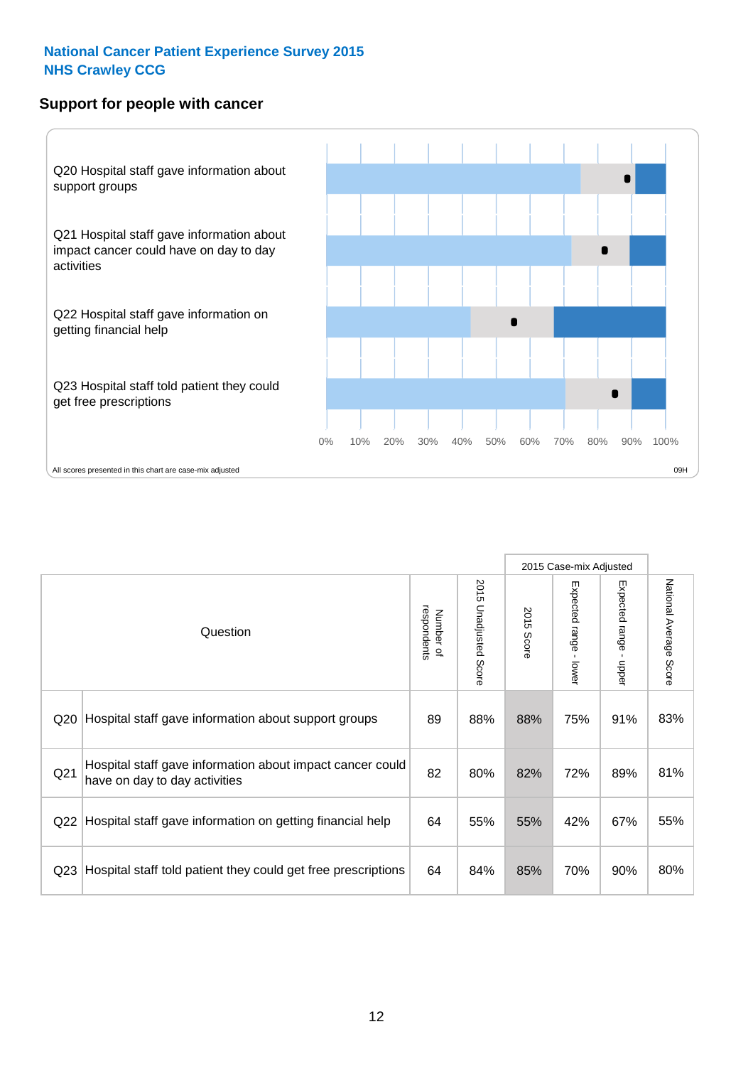National Cancer Patient Experience Survey 2015
NHS Crawley CCG

## Support for people with cancer

Q20 Hospital staff gave information about support groups

Q21 Hospital staff gave information about impact cancer could have on day to day activities

Q22 Hospital staff gave information on getting financial help

Q23 Hospital staff told patient they could get free prescriptions

0% 10% 20% 30% 40% 50% 60% 70% 80% 90% 100%

All scores presented in this chart are case-mix adjusted

09H

| Question | | Number of respondents | 2015 Unadjusted Score | 2015 Case-mix Adjusted | | | National Average Score |
|---|---|---|---|---|---|---|---|
| | | | | 2015 Score | Expected range - lower | Expected range - upper | |
| Q20 | Hospital staff gave information about support groups | 89 | 88% | 88% | 75% | 91% | 83% |
| Q21 | Hospital staff gave information about impact cancer could have on day to day activities | 82 | 80% | 82% | 72% | 89% | 81% |
| Q22 | Hospital staff gave information on getting financial help | 64 | 55% | 55% | 42% | 67% | 55% |
| Q23 | Hospital staff told patient they could get free prescriptions | 64 | 84% | 85% | 70% | 90% | 80% |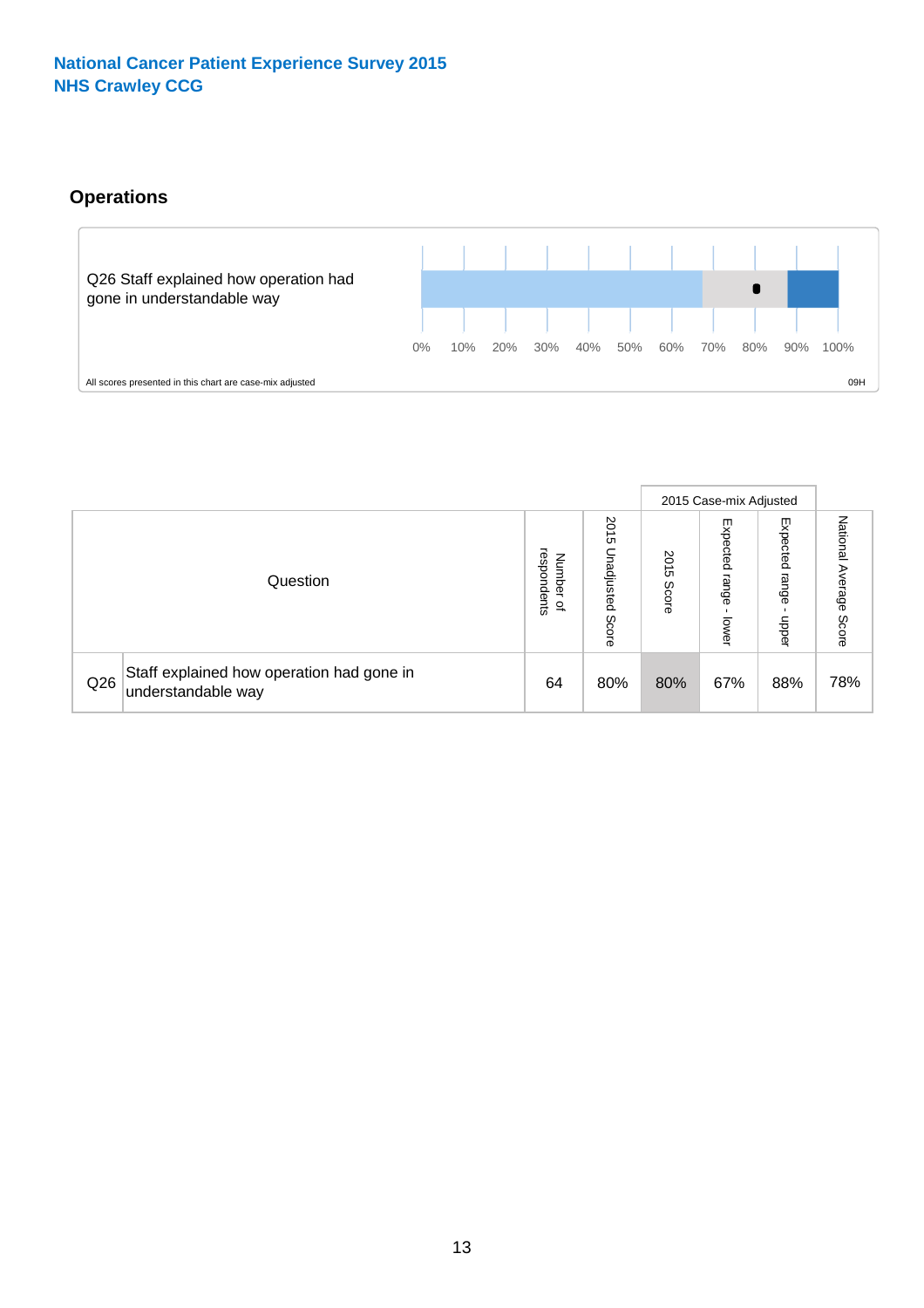National Cancer Patient Experience Survey 2015
NHS Crawley CCG

## Operations

Q26 Staff explained how operation had gone in understandable way

0% 10% 20% 30% 40% 50% 60% 70% 80% 90% 100%

All scores presented in this chart are case-mix adjusted

09H

| Question | | Number of respondents | 2015 Unadjusted Score | 2015 Case-mix Adjusted | | | National Average Score |
|---|---|---|---|---|---|---|---|
| | | | | 2015 Score | Expected range - lower | Expected range - upper | |
| Q26 | Staff explained how operation had gone in understandable way | 64 | 80% | 80% | 67% | 88% | 78% |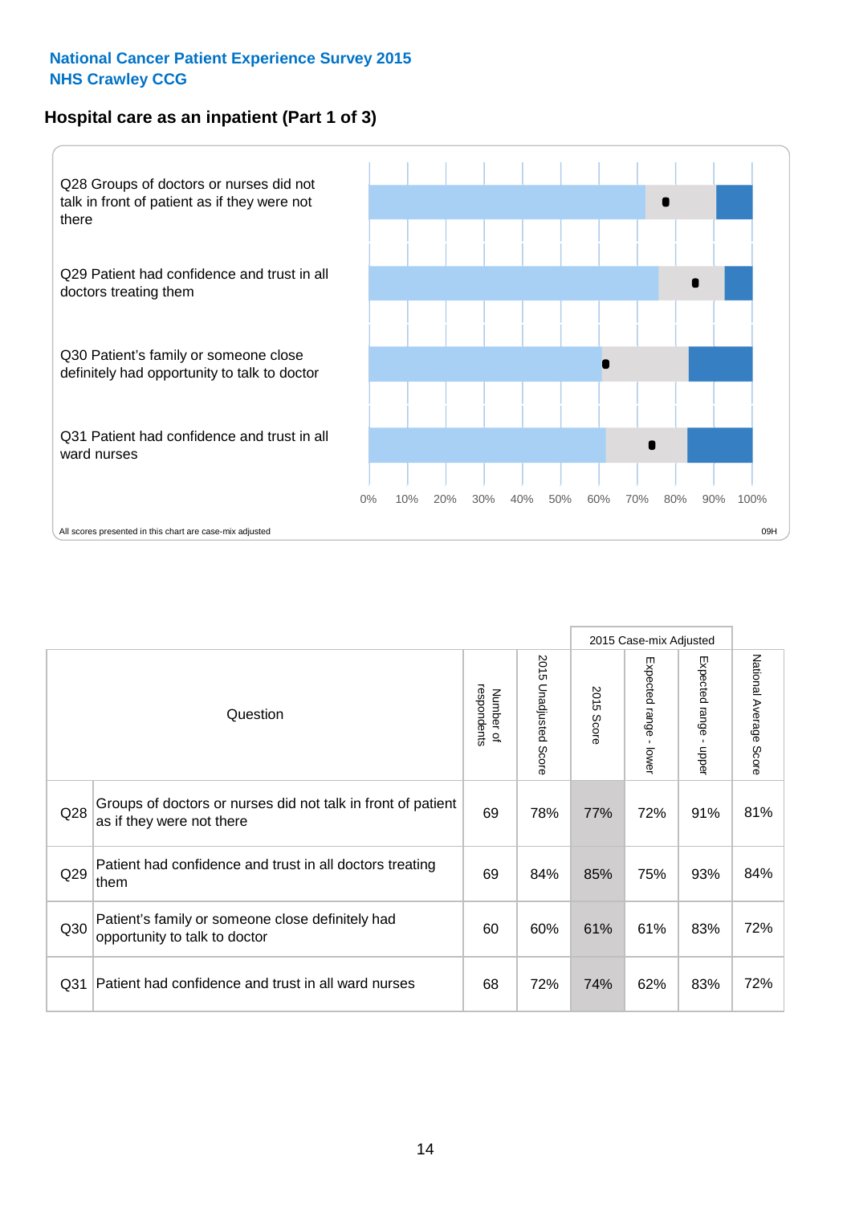National Cancer Patient Experience Survey 2015
NHS Crawley CCG

## Hospital care as an inpatient (Part 1 of 3)

Q28 Groups of doctors or nurses did not talk in front of patient as if they were not there

Q29 Patient had confidence and trust in all doctors treating them

Q30 Patient's family or someone close definitely had opportunity to talk to doctor

Q31 Patient had confidence and trust in all ward nurses

0% 10% 20% 30% 40% 50% 60% 70% 80% 90% 100%

All scores presented in this chart are case-mix adjusted

09H

| Question | | Number of respondents | 2015 Unadjusted Score | 2015 Case-mix Adjusted | | | National Average Score |
|---|---|---|---|---|---|---|---|
| | | | | 2015 Score | Expected range - lower | Expected range - upper | |
| Q28 | Groups of doctors or nurses did not talk in front of patient as if they were not there | 69 | 78% | 77% | 72% | 91% | 81% |
| Q29 | Patient had confidence and trust in all doctors treating them | 69 | 84% | 85% | 75% | 93% | 84% |
| Q30 | Patient's family or someone close definitely had opportunity to talk to doctor | 60 | 60% | 61% | 61% | 83% | 72% |
| Q31 | Patient had confidence and trust in all ward nurses | 68 | 72% | 74% | 62% | 83% | 72% |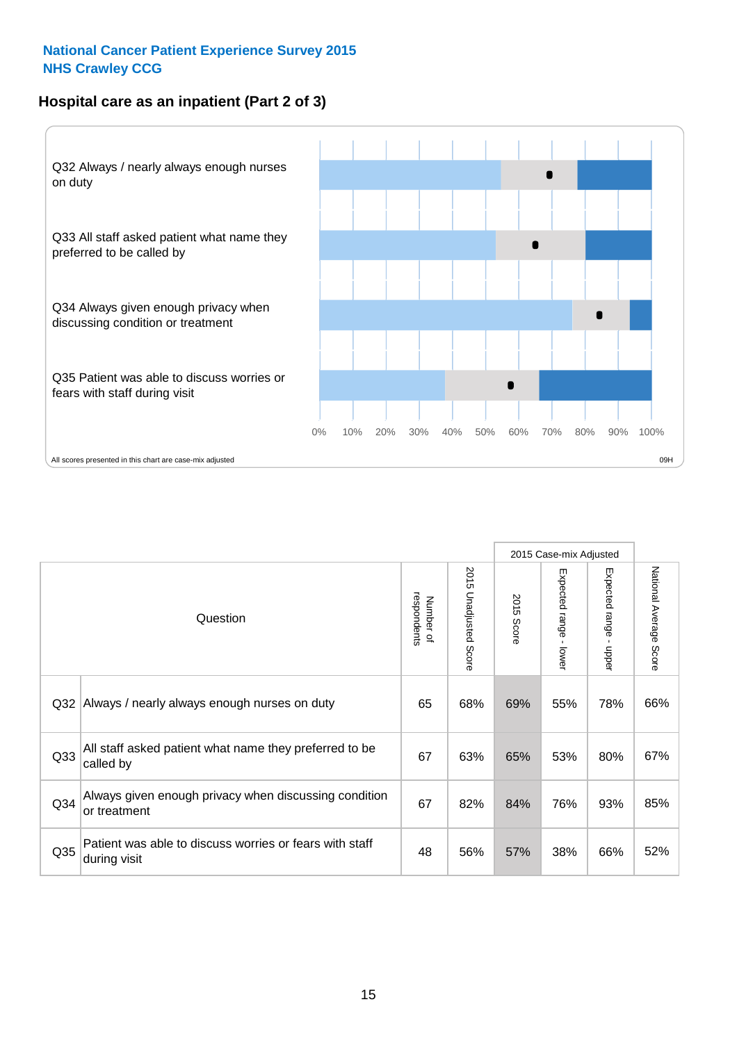National Cancer Patient Experience Survey 2015
NHS Crawley CCG

## Hospital care as an inpatient (Part 2 of 3)

Q32 Always / nearly always enough nurses on duty

Q33 All staff asked patient what name they preferred to be called by

Q34 Always given enough privacy when discussing condition or treatment

Q35 Patient was able to discuss worries or fears with staff during visit

0% 10% 20% 30% 40% 50% 60% 70% 80% 90% 100%

All scores presented in this chart are case-mix adjusted

09H

| Question | | Number of respondents | 2015 Unadjusted Score | 2015 Case-mix Adjusted | | | National Average Score |
|---|---|---|---|---|---|---|---|
| | | | | 2015 Score | Expected range - lower | Expected range - upper | |
| Q32 | Always / nearly always enough nurses on duty | 65 | 68% | 69% | 55% | 78% | 66% |
| Q33 | All staff asked patient what name they preferred to be called by | 67 | 63% | 65% | 53% | 80% | 67% |
| Q34 | Always given enough privacy when discussing condition or treatment | 67 | 82% | 84% | 76% | 93% | 85% |
| Q35 | Patient was able to discuss worries or fears with staff during visit | 48 | 56% | 57% | 38% | 66% | 52% |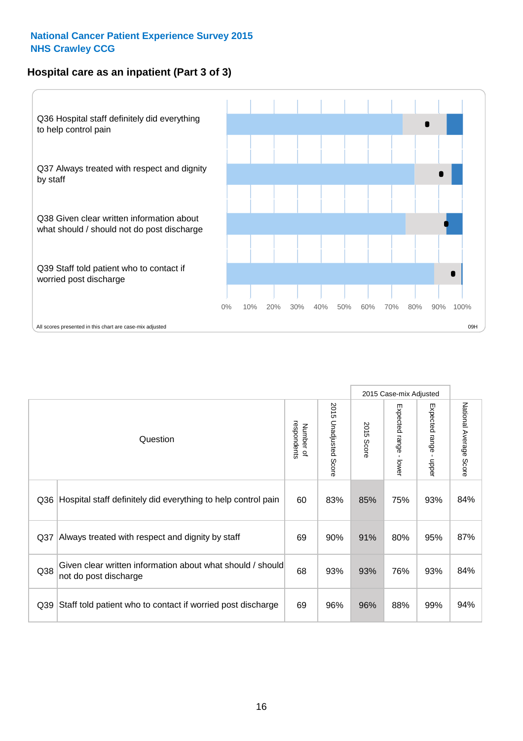National Cancer Patient Experience Survey 2015
NHS Crawley CCG

## Hospital care as an inpatient (Part 3 of 3)

Q36 Hospital staff definitely did everything to help control pain

Q37 Always treated with respect and dignity by staff

Q38 Given clear written information about what should / should not do post discharge

Q39 Staff told patient who to contact if worried post discharge

0% 10% 20% 30% 40% 50% 60% 70% 80% 90% 100%

All scores presented in this chart are case-mix adjusted

09H

| | Question | Number of respondents | 2015 Unadjusted Score | 2015 Case-mix Adjusted | | | National Average Score |
|---|---|---|---|---|---|---|---|
| | | | | 2015 Score | Expected range - lower | Expected range - upper | |
| Q36 | Hospital staff definitely did everything to help control pain | 60 | 83% | 85% | 75% | 93% | 84% |
| Q37 | Always treated with respect and dignity by staff | 69 | 90% | 91% | 80% | 95% | 87% |
| Q38 | Given clear written information about what should / should not do post discharge | 68 | 93% | 93% | 76% | 93% | 84% |
| Q39 | Staff told patient who to contact if worried post discharge | 69 | 96% | 96% | 88% | 99% | 94% |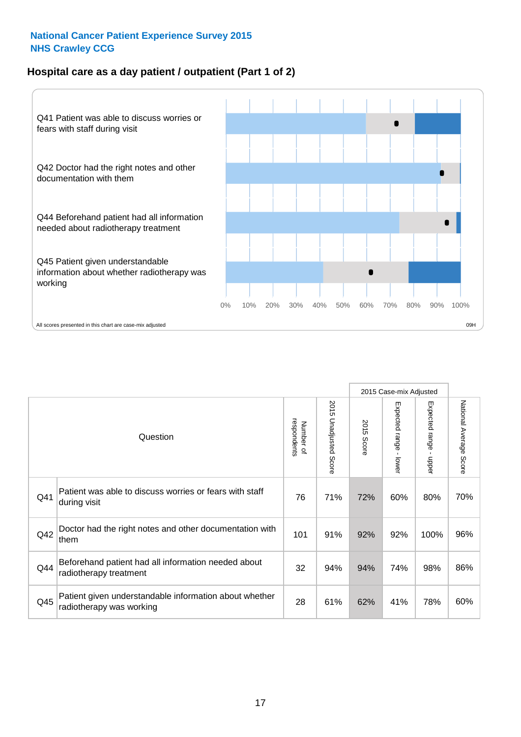National Cancer Patient Experience Survey 2015
NHS Crawley CCG

## Hospital care as a day patient / outpatient (Part 1 of 2)

Q41 Patient was able to discuss worries or fears with staff during visit

Q42 Doctor had the right notes and other documentation with them

Q44 Beforehand patient had all information needed about radiotherapy treatment

Q45 Patient given understandable information about whether radiotherapy was working

0% 10% 20% 30% 40% 50% 60% 70% 80% 90% 100%

All scores presented in this chart are case-mix adjusted

09H

| | | Number of respondents | 2015 Unadjusted Score | 2015 Case-mix Adjusted | | | National Average Score |
|---|---|---|---|---|---|---|---|
| Question | | | | 2015 Score | Expected range - lower | Expected range - upper | |
| Q41 | Patient was able to discuss worries or fears with staff during visit | 76 | 71% | 72% | 60% | 80% | 70% |
| Q42 | Doctor had the right notes and other documentation with them | 101 | 91% | 92% | 92% | 100% | 96% |
| Q44 | Beforehand patient had all information needed about radiotherapy treatment | 32 | 94% | 94% | 74% | 98% | 86% |
| Q45 | Patient given understandable information about whether radiotherapy was working | 28 | 61% | 62% | 41% | 78% | 60% |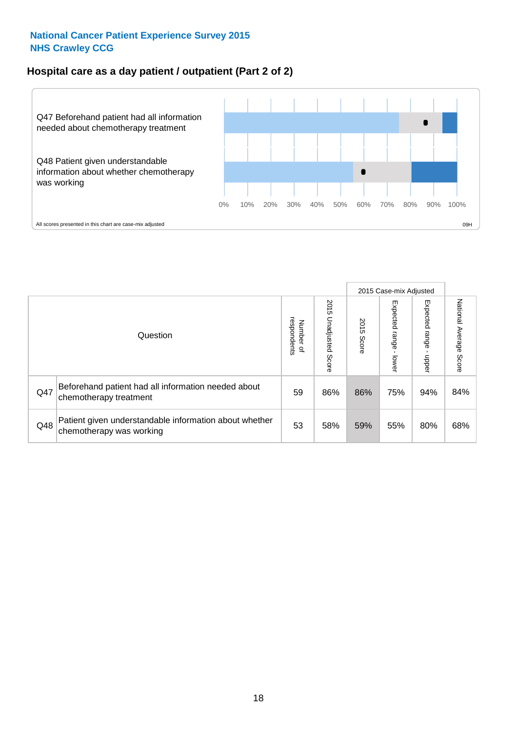National Cancer Patient Experience Survey 2015
NHS Crawley CCG

## Hospital care as a day patient / outpatient (Part 2 of 2)

Q47 Beforehand patient had all information needed about chemotherapy treatment

Q48 Patient given understandable information about whether chemotherapy was working

0% 10% 20% 30% 40% 50% 60% 70% 80% 90% 100%

All scores presented in this chart are case-mix adjusted

09H

| | | | | 2015 Case-mix Adjusted | | | |
|---|---|---|---|---|---|---|---|
| Question | | Number of respondents | 2015 Unadjusted Score | 2015 Score | Expected range - lower | Expected range - upper | National Average Score |
| Q47 | Beforehand patient had all information needed about chemotherapy treatment | 59 | 86% | 86% | 75% | 94% | 84% |
| Q48 | Patient given understandable information about whether chemotherapy was working | 53 | 58% | 59% | 55% | 80% | 68% |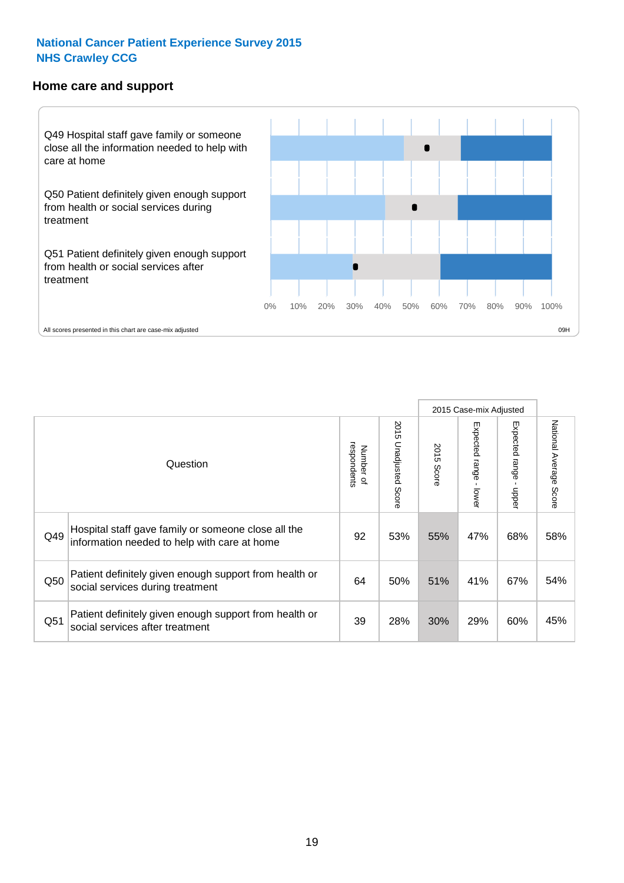**National Cancer Patient Experience Survey 2015**
**NHS Crawley CCG**

## Home care and support

Q49 Hospital staff gave family or someone close all the information needed to help with care at home

Q50 Patient definitely given enough support from health or social services during treatment

Q51 Patient definitely given enough support from health or social services after treatment

0% 10% 20% 30% 40% 50% 60% 70% 80% 90% 100%

All scores presented in this chart are case-mix adjusted

09H

| | Question | Number of respondents | 2015 Unadjusted Score | 2015 Case-mix Adjusted: 2015 Score | 2015 Case-mix Adjusted: Expected range - lower | 2015 Case-mix Adjusted: Expected range - upper | National Average Score |
|---|---|---|---|---|---|---|---|
| Q49 | Hospital staff gave family or someone close all the information needed to help with care at home | 92 | 53% | 55% | 47% | 68% | 58% |
| Q50 | Patient definitely given enough support from health or social services during treatment | 64 | 50% | 51% | 41% | 67% | 54% |
| Q51 | Patient definitely given enough support from health or social services after treatment | 39 | 28% | 30% | 29% | 60% | 45% |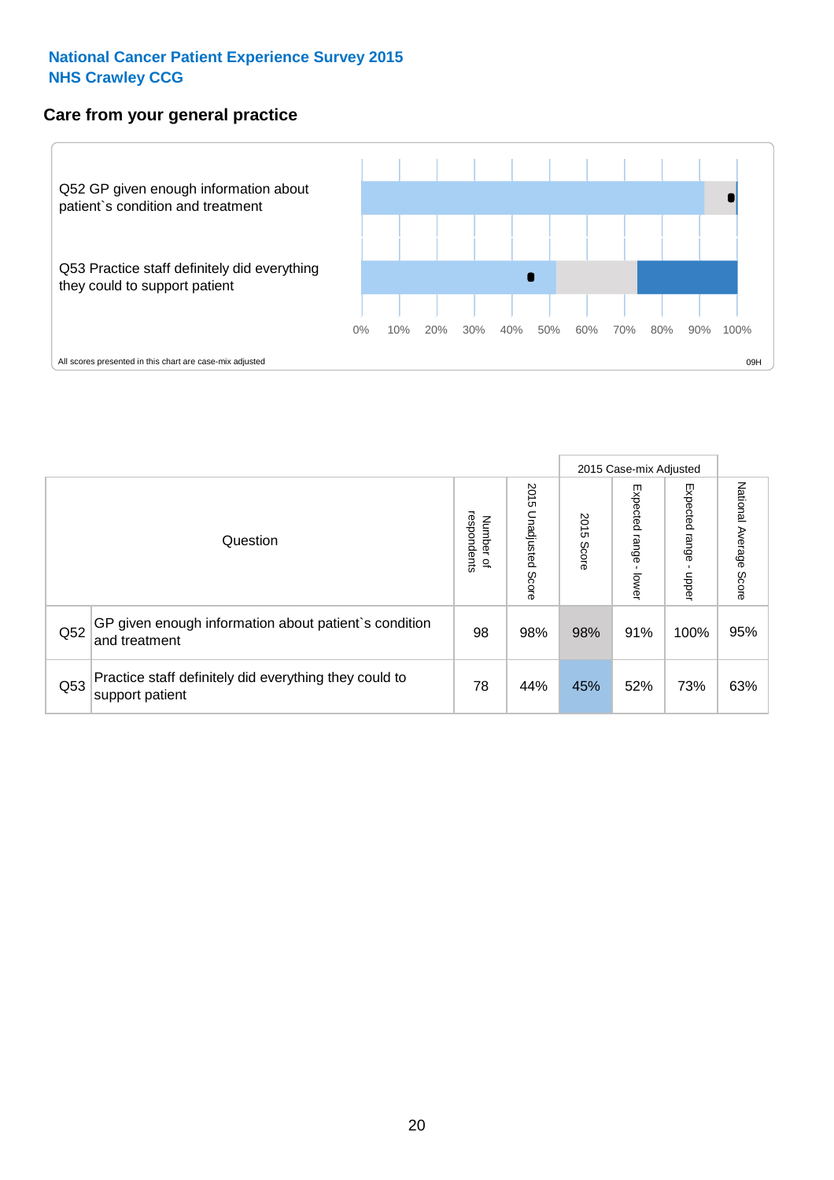**National Cancer Patient Experience Survey 2015**
**NHS Crawley CCG**

## Care from your general practice

Q52 GP given enough information about patient`s condition and treatment

Q53 Practice staff definitely did everything they could to support patient

0% 10% 20% 30% 40% 50% 60% 70% 80% 90% 100%

All scores presented in this chart are case-mix adjusted

09H

| Question | | Number of respondents | 2015 Unadjusted Score | 2015 Case-mix Adjusted 2015 Score | 2015 Case-mix Adjusted Expected range - lower | 2015 Case-mix Adjusted Expected range - upper | National Average Score |
|---|---|---|---|---|---|---|---|
| Q52 | GP given enough information about patient`s condition and treatment | 98 | 98% | 98% | 91% | 100% | 95% |
| Q53 | Practice staff definitely did everything they could to support patient | 78 | 44% | 45% | 52% | 73% | 63% |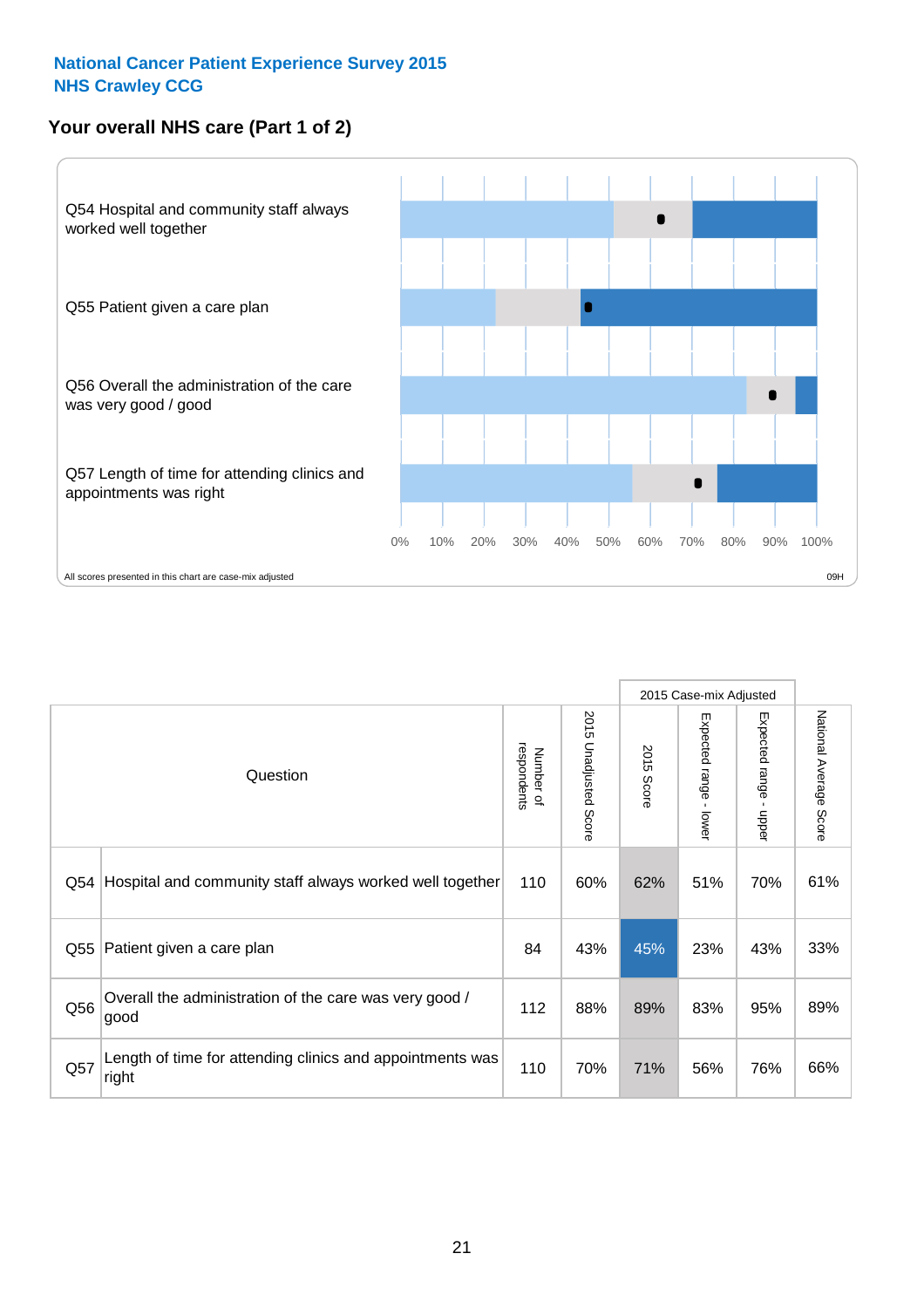National Cancer Patient Experience Survey 2015
NHS Crawley CCG

## Your overall NHS care (Part 1 of 2)

Q54 Hospital and community staff always worked well together

Q55 Patient given a care plan

Q56 Overall the administration of the care was very good / good

Q57 Length of time for attending clinics and appointments was right

0% 10% 20% 30% 40% 50% 60% 70% 80% 90% 100%

All scores presented in this chart are case-mix adjusted

09H

| | Question | Number of respondents | 2015 Unadjusted Score | 2015 Case-mix Adjusted | | | National Average Score |
|---|---|---|---|---|---|---|---|
| | | | | 2015 Score | Expected range - lower | Expected range - upper | |
| Q54 | Hospital and community staff always worked well together | 110 | 60% | 62% | 51% | 70% | 61% |
| Q55 | Patient given a care plan | 84 | 43% | 45% | 23% | 43% | 33% |
| Q56 | Overall the administration of the care was very good / good | 112 | 88% | 89% | 83% | 95% | 89% |
| Q57 | Length of time for attending clinics and appointments was right | 110 | 70% | 71% | 56% | 76% | 66% |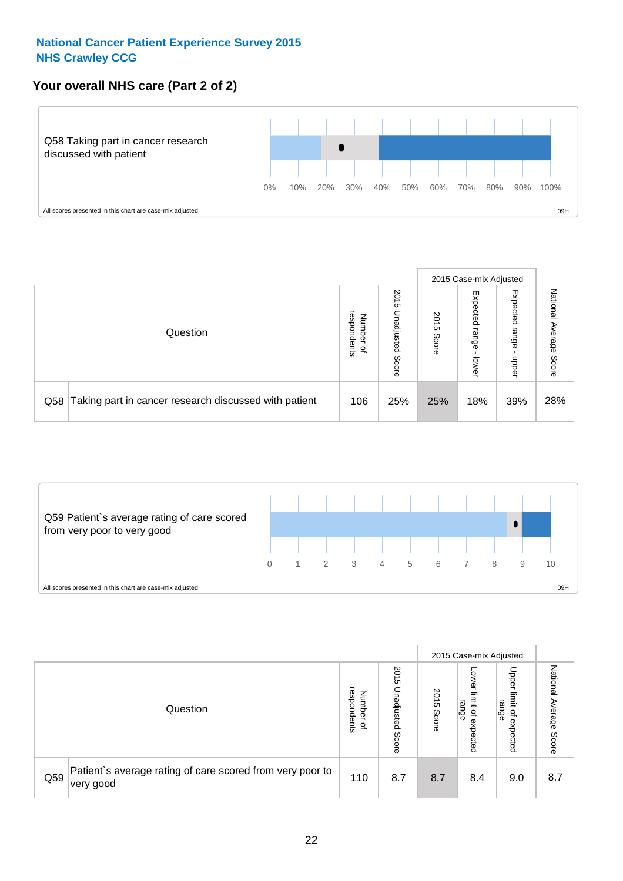National Cancer Patient Experience Survey 2015
NHS Crawley CCG

## Your overall NHS care (Part 2 of 2)

Q58 Taking part in cancer research discussed with patient

0% 10% 20% 30% 40% 50% 60% 70% 80% 90% 100%

All scores presented in this chart are case-mix adjusted

09H

| Question | | Number of respondents | 2015 Unadjusted Score | 2015 Case-mix Adjusted | | | National Average Score |
|---|---|---|---|---|---|---|---|
| | | | | 2015 Score | Expected range - lower | Expected range - upper | |
| Q58 | Taking part in cancer research discussed with patient | 106 | 25% | 25% | 18% | 39% | 28% |

Q59 Patient`s average rating of care scored from very poor to very good

0 1 2 3 4 5 6 7 8 9 10

All scores presented in this chart are case-mix adjusted

09H

| Question | | Number of respondents | 2015 Unadjusted Score | 2015 Case-mix Adjusted | | | National Average Score |
|---|---|---|---|---|---|---|---|
| | | | | 2015 Score | Lower limit of expected range | Upper limit of expected range | |
| Q59 | Patient`s average rating of care scored from very poor to very good | 110 | 8.7 | 8.7 | 8.4 | 9.0 | 8.7 |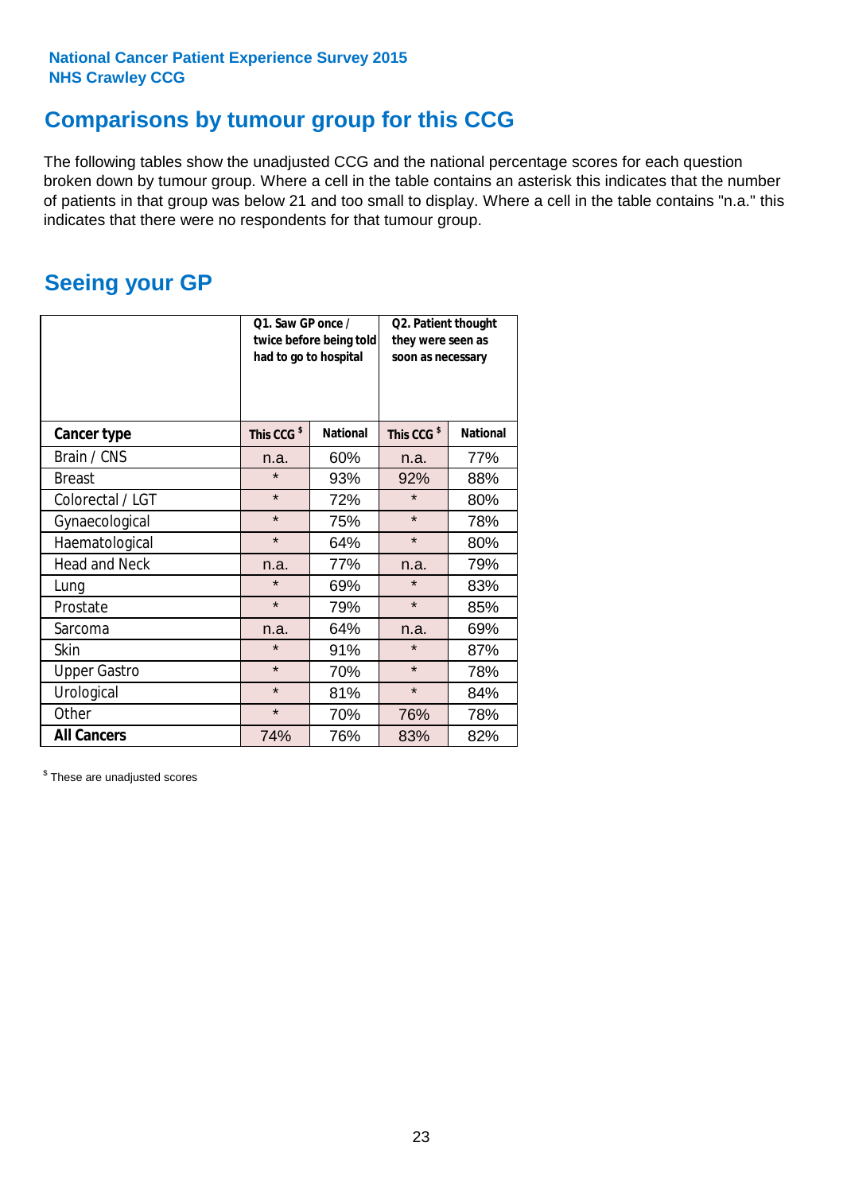National Cancer Patient Experience Survey 2015
NHS Crawley CCG

## Comparisons by tumour group for this CCG

The following tables show the unadjusted CCG and the national percentage scores for each question broken down by tumour group. Where a cell in the table contains an asterisk this indicates that the number of patients in that group was below 21 and too small to display. Where a cell in the table contains "n.a." this indicates that there were no respondents for that tumour group.

## Seeing your GP

| | Q1. Saw GP once / twice before being told had to go to hospital | | Q2. Patient thought they were seen as soon as necessary | |
|---|---|---|---|---|
| **Cancer type** | This CCG $ | National | This CCG $ | National |
| Brain / CNS | n.a. | 60% | n.a. | 77% |
| Breast | * | 93% | 92% | 88% |
| Colorectal / LGT | * | 72% | * | 80% |
| Gynaecological | * | 75% | * | 78% |
| Haematological | * | 64% | * | 80% |
| Head and Neck | n.a. | 77% | n.a. | 79% |
| Lung | * | 69% | * | 83% |
| Prostate | * | 79% | * | 85% |
| Sarcoma | n.a. | 64% | n.a. | 69% |
| Skin | * | 91% | * | 87% |
| Upper Gastro | * | 70% | * | 78% |
| Urological | * | 81% | * | 84% |
| Other | * | 70% | 76% | 78% |
| **All Cancers** | 74% | 76% | 83% | 82% |

$ These are unadjusted scores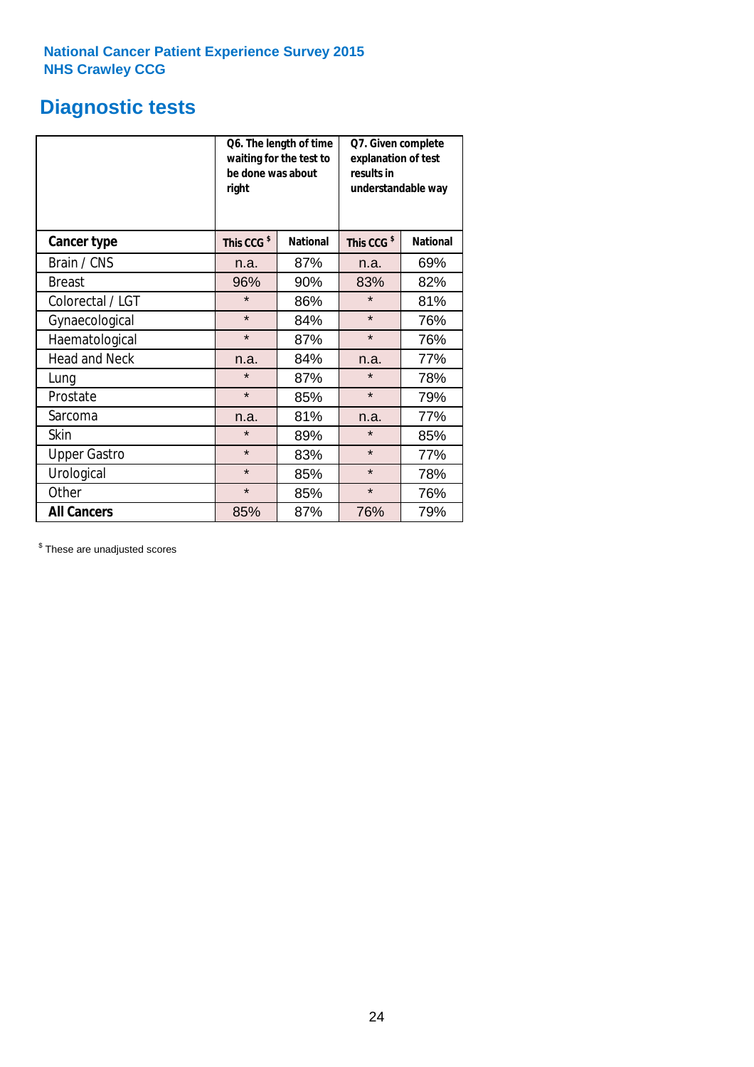National Cancer Patient Experience Survey 2015
NHS Crawley CCG

# Diagnostic tests

| | Q6. The length of time waiting for the test to be done was about right | | Q7. Given complete explanation of test results in understandable way | |
|---|---|---|---|---|
| **Cancer type** | This CCG $ | National | This CCG $ | National |
| Brain / CNS | n.a. | 87% | n.a. | 69% |
| Breast | 96% | 90% | 83% | 82% |
| Colorectal / LGT | * | 86% | * | 81% |
| Gynaecological | * | 84% | * | 76% |
| Haematological | * | 87% | * | 76% |
| Head and Neck | n.a. | 84% | n.a. | 77% |
| Lung | * | 87% | * | 78% |
| Prostate | * | 85% | * | 79% |
| Sarcoma | n.a. | 81% | n.a. | 77% |
| Skin | * | 89% | * | 85% |
| Upper Gastro | * | 83% | * | 77% |
| Urological | * | 85% | * | 78% |
| Other | * | 85% | * | 76% |
| **All Cancers** | 85% | 87% | 76% | 79% |

$ These are unadjusted scores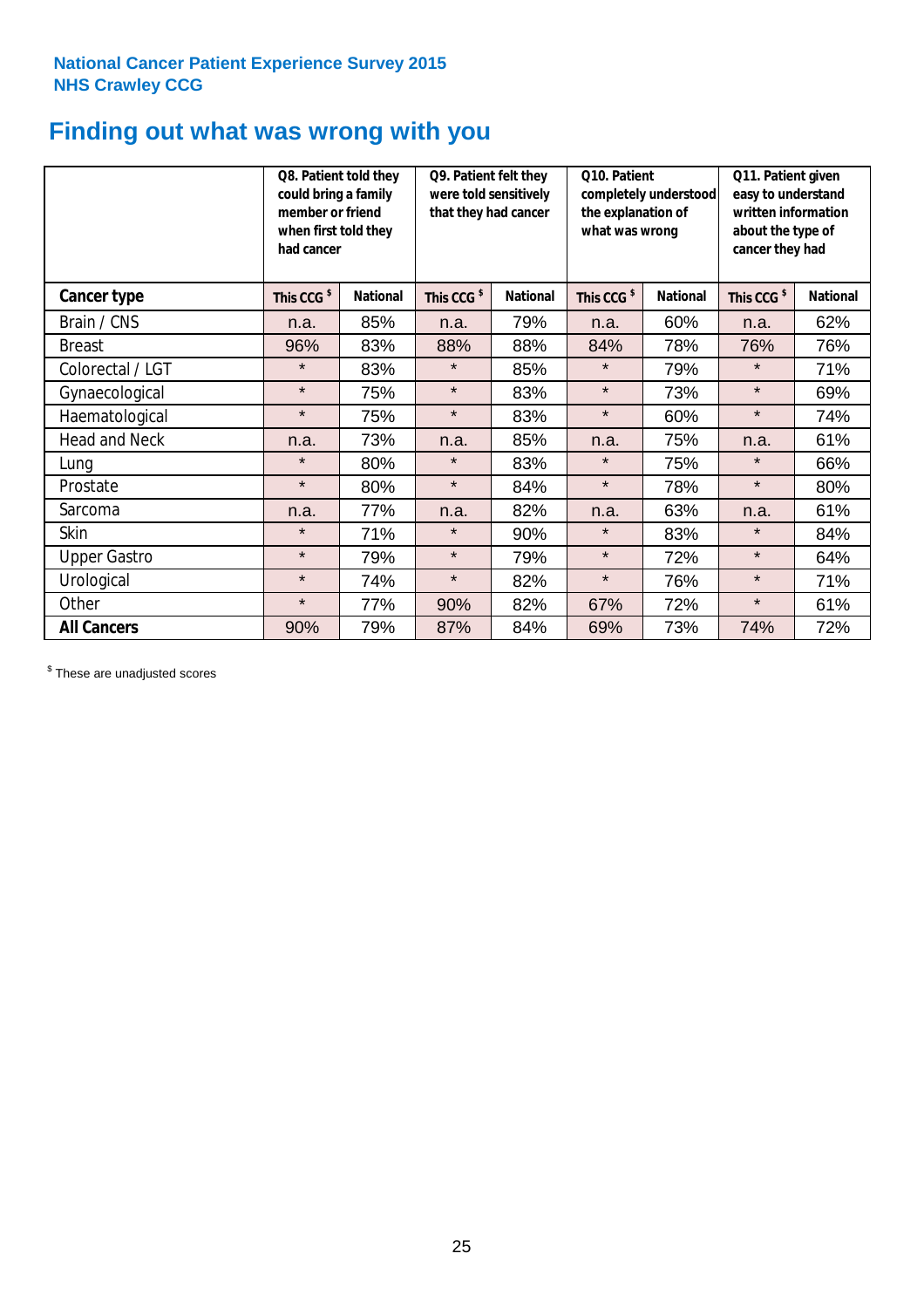**National Cancer Patient Experience Survey 2015**
**NHS Crawley CCG**

# Finding out what was wrong with you

| | Q8. Patient told they could bring a family member or friend when first told they had cancer | | Q9. Patient felt they were told sensitively that they had cancer | | Q10. Patient completely understood the explanation of what was wrong | | Q11. Patient given easy to understand written information about the type of cancer they had | |
|---|---|---|---|---|---|---|---|---|
| **Cancer type** | **This CCG $** | **National** | **This CCG $** | **National** | **This CCG $** | **National** | **This CCG $** | **National** |
| Brain / CNS | n.a. | 85% | n.a. | 79% | n.a. | 60% | n.a. | 62% |
| Breast | 96% | 83% | 88% | 88% | 84% | 78% | 76% | 76% |
| Colorectal / LGT | * | 83% | * | 85% | * | 79% | * | 71% |
| Gynaecological | * | 75% | * | 83% | * | 73% | * | 69% |
| Haematological | * | 75% | * | 83% | * | 60% | * | 74% |
| Head and Neck | n.a. | 73% | n.a. | 85% | n.a. | 75% | n.a. | 61% |
| Lung | * | 80% | * | 83% | * | 75% | * | 66% |
| Prostate | * | 80% | * | 84% | * | 78% | * | 80% |
| Sarcoma | n.a. | 77% | n.a. | 82% | n.a. | 63% | n.a. | 61% |
| Skin | * | 71% | * | 90% | * | 83% | * | 84% |
| Upper Gastro | * | 79% | * | 79% | * | 72% | * | 64% |
| Urological | * | 74% | * | 82% | * | 76% | * | 71% |
| Other | * | 77% | 90% | 82% | 67% | 72% | * | 61% |
| **All Cancers** | 90% | 79% | 87% | 84% | 69% | 73% | 74% | 72% |

$ These are unadjusted scores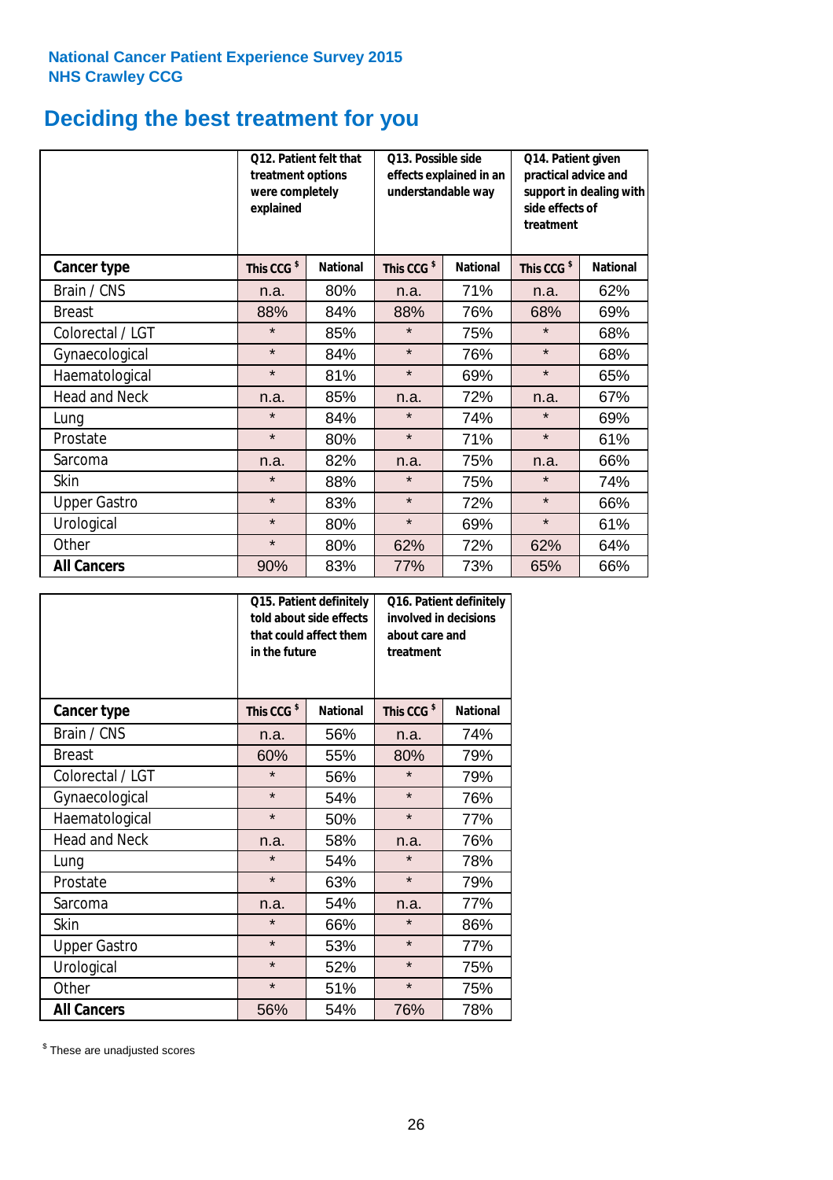National Cancer Patient Experience Survey 2015
NHS Crawley CCG

# Deciding the best treatment for you

| | Q12. Patient felt that treatment options were completely explained | | Q13. Possible side effects explained in an understandable way | | Q14. Patient given practical advice and support in dealing with side effects of treatment | |
|---|---|---|---|---|---|---|
| **Cancer type** | **This CCG $** | **National** | **This CCG $** | **National** | **This CCG $** | **National** |
| Brain / CNS | n.a. | 80% | n.a. | 71% | n.a. | 62% |
| Breast | 88% | 84% | 88% | 76% | 68% | 69% |
| Colorectal / LGT | * | 85% | * | 75% | * | 68% |
| Gynaecological | * | 84% | * | 76% | * | 68% |
| Haematological | * | 81% | * | 69% | * | 65% |
| Head and Neck | n.a. | 85% | n.a. | 72% | n.a. | 67% |
| Lung | * | 84% | * | 74% | * | 69% |
| Prostate | * | 80% | * | 71% | * | 61% |
| Sarcoma | n.a. | 82% | n.a. | 75% | n.a. | 66% |
| Skin | * | 88% | * | 75% | * | 74% |
| Upper Gastro | * | 83% | * | 72% | * | 66% |
| Urological | * | 80% | * | 69% | * | 61% |
| Other | * | 80% | 62% | 72% | 62% | 64% |
| **All Cancers** | 90% | 83% | 77% | 73% | 65% | 66% |

| | Q15. Patient definitely told about side effects that could affect them in the future | | Q16. Patient definitely involved in decisions about care and treatment | |
|---|---|---|---|---|
| **Cancer type** | **This CCG $** | **National** | **This CCG $** | **National** |
| Brain / CNS | n.a. | 56% | n.a. | 74% |
| Breast | 60% | 55% | 80% | 79% |
| Colorectal / LGT | * | 56% | * | 79% |
| Gynaecological | * | 54% | * | 76% |
| Haematological | * | 50% | * | 77% |
| Head and Neck | n.a. | 58% | n.a. | 76% |
| Lung | * | 54% | * | 78% |
| Prostate | * | 63% | * | 79% |
| Sarcoma | n.a. | 54% | n.a. | 77% |
| Skin | * | 66% | * | 86% |
| Upper Gastro | * | 53% | * | 77% |
| Urological | * | 52% | * | 75% |
| Other | * | 51% | * | 75% |
| **All Cancers** | 56% | 54% | 76% | 78% |

$ These are unadjusted scores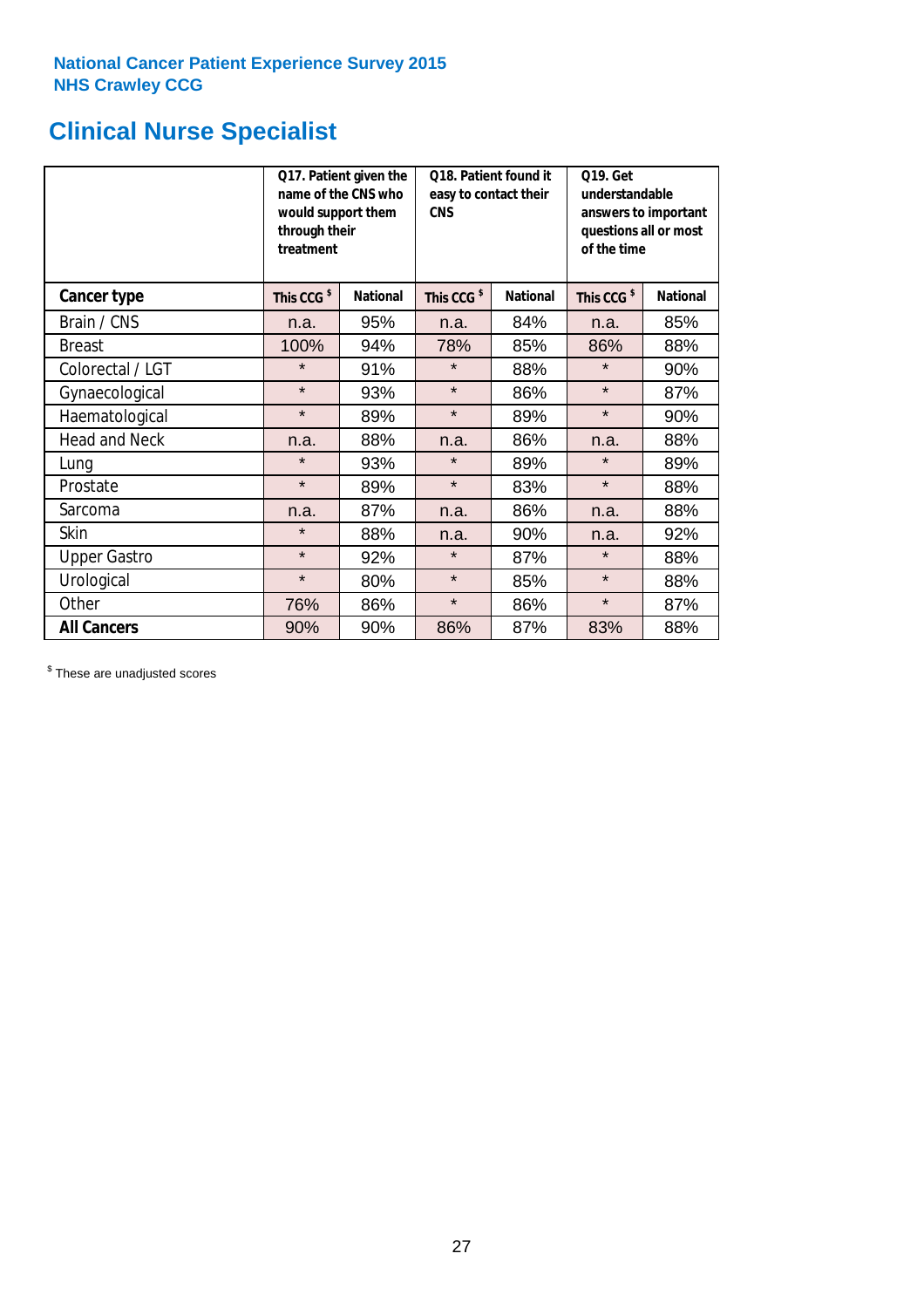National Cancer Patient Experience Survey 2015
NHS Crawley CCG

# Clinical Nurse Specialist

| | Q17. Patient given the name of the CNS who would support them through their treatment | | Q18. Patient found it easy to contact their CNS | | Q19. Get understandable answers to important questions all or most of the time | |
|---|---|---|---|---|---|---|
| **Cancer type** | **This CCG $** | **National** | **This CCG $** | **National** | **This CCG $** | **National** |
| Brain / CNS | n.a. | 95% | n.a. | 84% | n.a. | 85% |
| Breast | 100% | 94% | 78% | 85% | 86% | 88% |
| Colorectal / LGT | * | 91% | * | 88% | * | 90% |
| Gynaecological | * | 93% | * | 86% | * | 87% |
| Haematological | * | 89% | * | 89% | * | 90% |
| Head and Neck | n.a. | 88% | n.a. | 86% | n.a. | 88% |
| Lung | * | 93% | * | 89% | * | 89% |
| Prostate | * | 89% | * | 83% | * | 88% |
| Sarcoma | n.a. | 87% | n.a. | 86% | n.a. | 88% |
| Skin | * | 88% | n.a. | 90% | n.a. | 92% |
| Upper Gastro | * | 92% | * | 87% | * | 88% |
| Urological | * | 80% | * | 85% | * | 88% |
| Other | 76% | 86% | * | 86% | * | 87% |
| **All Cancers** | 90% | 90% | 86% | 87% | 83% | 88% |

$ These are unadjusted scores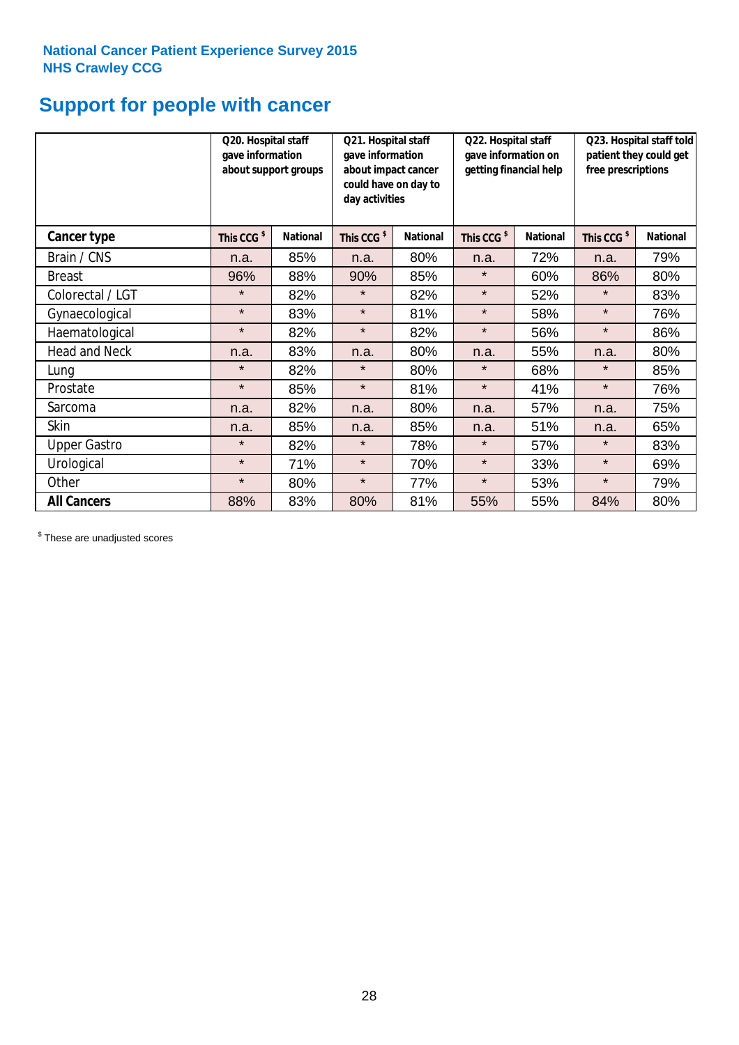National Cancer Patient Experience Survey 2015
NHS Crawley CCG

# Support for people with cancer

| | Q20. Hospital staff gave information about support groups | | Q21. Hospital staff gave information about impact cancer could have on day to day activities | | Q22. Hospital staff gave information on getting financial help | | Q23. Hospital staff told patient they could get free prescriptions | |
|---|---|---|---|---|---|---|---|---|
| **Cancer type** | This CCG $ | National | This CCG $ | National | This CCG $ | National | This CCG $ | National |
| Brain / CNS | n.a. | 85% | n.a. | 80% | n.a. | 72% | n.a. | 79% |
| Breast | 96% | 88% | 90% | 85% | * | 60% | 86% | 80% |
| Colorectal / LGT | * | 82% | * | 82% | * | 52% | * | 83% |
| Gynaecological | * | 83% | * | 81% | * | 58% | * | 76% |
| Haematological | * | 82% | * | 82% | * | 56% | * | 86% |
| Head and Neck | n.a. | 83% | n.a. | 80% | n.a. | 55% | n.a. | 80% |
| Lung | * | 82% | * | 80% | * | 68% | * | 85% |
| Prostate | * | 85% | * | 81% | * | 41% | * | 76% |
| Sarcoma | n.a. | 82% | n.a. | 80% | n.a. | 57% | n.a. | 75% |
| Skin | n.a. | 85% | n.a. | 85% | n.a. | 51% | n.a. | 65% |
| Upper Gastro | * | 82% | * | 78% | * | 57% | * | 83% |
| Urological | * | 71% | * | 70% | * | 33% | * | 69% |
| Other | * | 80% | * | 77% | * | 53% | * | 79% |
| **All Cancers** | 88% | 83% | 80% | 81% | 55% | 55% | 84% | 80% |

$ These are unadjusted scores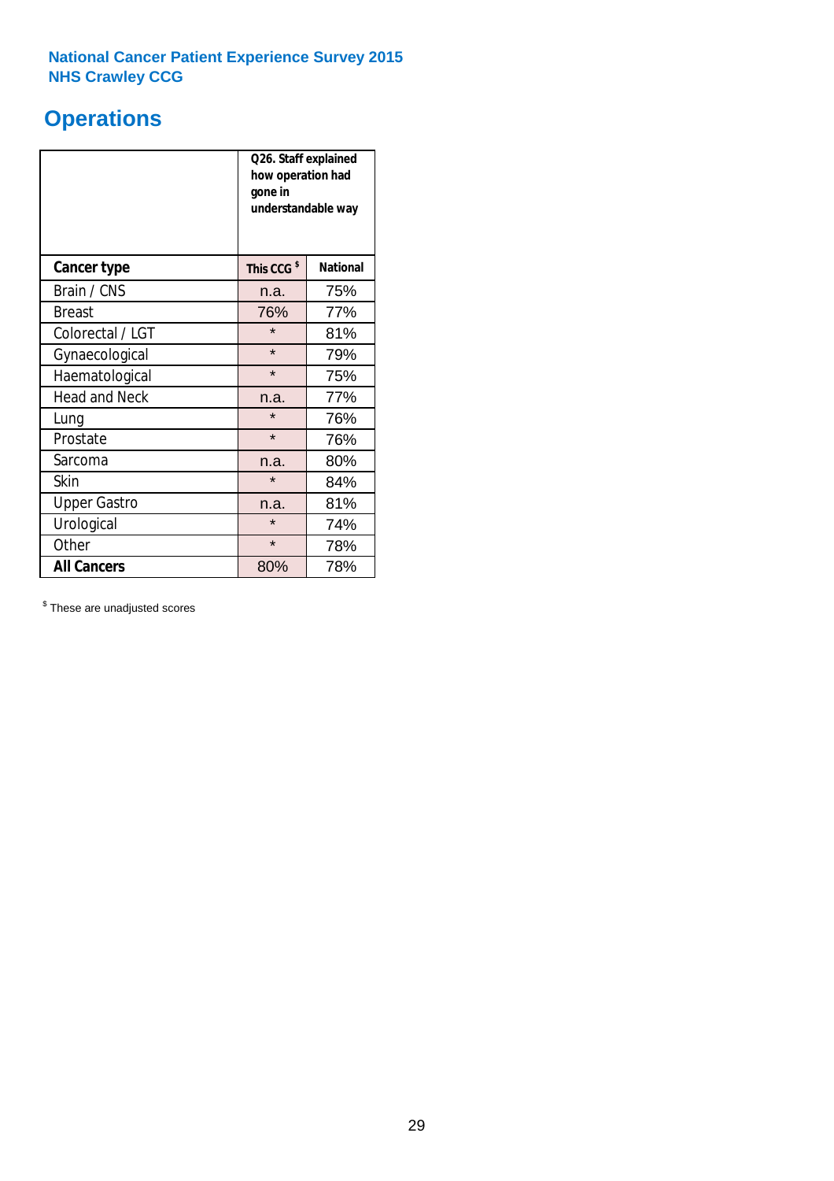National Cancer Patient Experience Survey 2015
NHS Crawley CCG

# Operations

| | Q26. Staff explained how operation had gone in understandable way | |
|---|---|---|
| **Cancer type** | **This CCG** [$] | **National** |
| Brain / CNS | n.a. | 75% |
| Breast | 76% | 77% |
| Colorectal / LGT | * | 81% |
| Gynaecological | * | 79% |
| Haematological | * | 75% |
| Head and Neck | n.a. | 77% |
| Lung | * | 76% |
| Prostate | * | 76% |
| Sarcoma | n.a. | 80% |
| Skin | * | 84% |
| Upper Gastro | n.a. | 81% |
| Urological | * | 74% |
| Other | * | 78% |
| **All Cancers** | 80% | 78% |

[$] These are unadjusted scores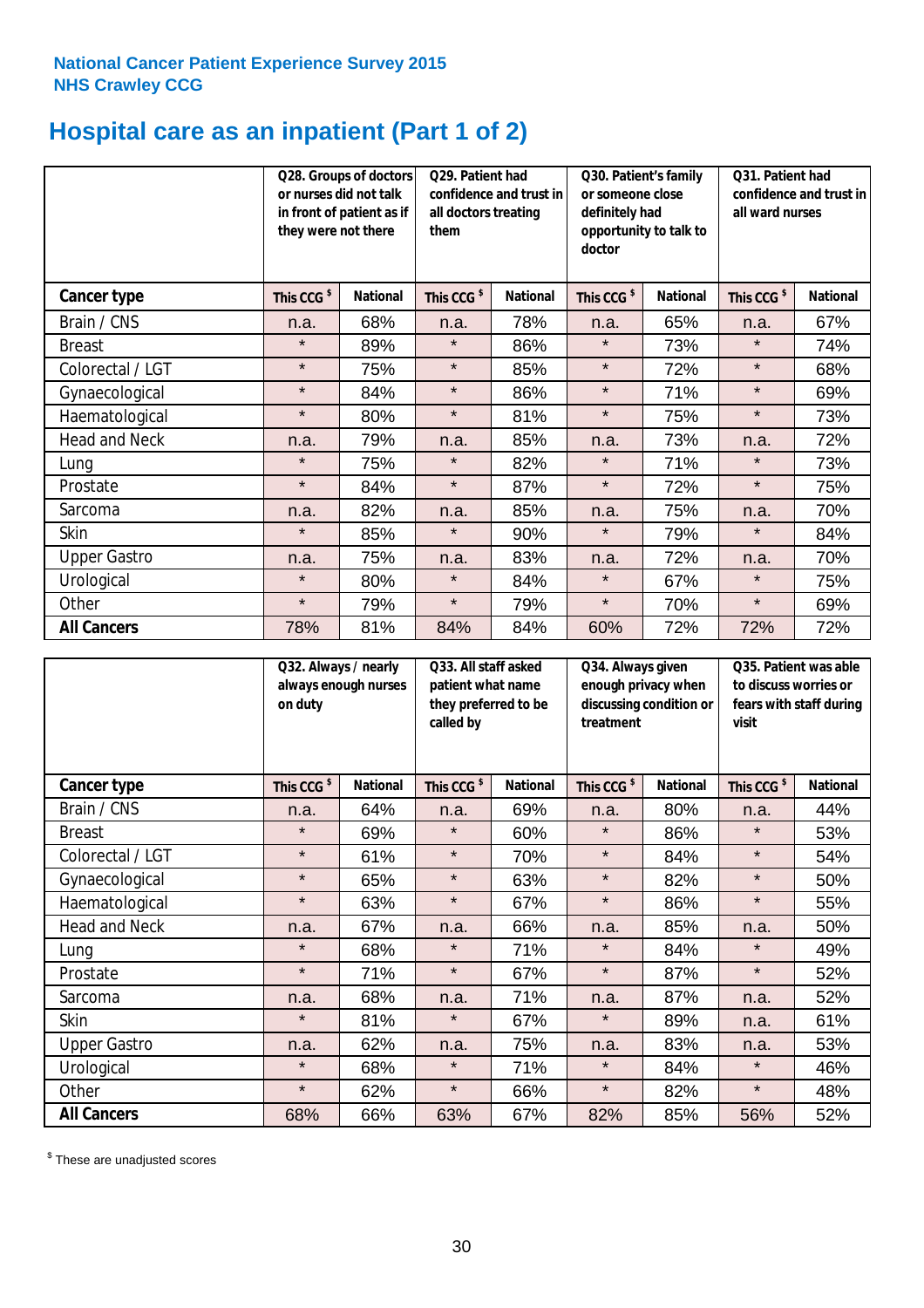National Cancer Patient Experience Survey 2015
NHS Crawley CCG

# Hospital care as an inpatient (Part 1 of 2)

| | Q28. Groups of doctors or nurses did not talk in front of patient as if they were not there | | Q29. Patient had confidence and trust in all doctors treating them | | Q30. Patient's family or someone close definitely had opportunity to talk to doctor | | Q31. Patient had confidence and trust in all ward nurses | |
|---|---|---|---|---|---|---|---|---|
| **Cancer type** | This CCG $ | National | This CCG $ | National | This CCG $ | National | This CCG $ | National |
| Brain / CNS | n.a. | 68% | n.a. | 78% | n.a. | 65% | n.a. | 67% |
| Breast | * | 89% | * | 86% | * | 73% | * | 74% |
| Colorectal / LGT | * | 75% | * | 85% | * | 72% | * | 68% |
| Gynaecological | * | 84% | * | 86% | * | 71% | * | 69% |
| Haematological | * | 80% | * | 81% | * | 75% | * | 73% |
| Head and Neck | n.a. | 79% | n.a. | 85% | n.a. | 73% | n.a. | 72% |
| Lung | * | 75% | * | 82% | * | 71% | * | 73% |
| Prostate | * | 84% | * | 87% | * | 72% | * | 75% |
| Sarcoma | n.a. | 82% | n.a. | 85% | n.a. | 75% | n.a. | 70% |
| Skin | * | 85% | * | 90% | * | 79% | * | 84% |
| Upper Gastro | n.a. | 75% | n.a. | 83% | n.a. | 72% | n.a. | 70% |
| Urological | * | 80% | * | 84% | * | 67% | * | 75% |
| Other | * | 79% | * | 79% | * | 70% | * | 69% |
| **All Cancers** | 78% | 81% | 84% | 84% | 60% | 72% | 72% | 72% |

| | Q32. Always / nearly always enough nurses on duty | | Q33. All staff asked patient what name they preferred to be called by | | Q34. Always given enough privacy when discussing condition or treatment | | Q35. Patient was able to discuss worries or fears with staff during visit | |
|---|---|---|---|---|---|---|---|---|
| **Cancer type** | This CCG $ | National | This CCG $ | National | This CCG $ | National | This CCG $ | National |
| Brain / CNS | n.a. | 64% | n.a. | 69% | n.a. | 80% | n.a. | 44% |
| Breast | * | 69% | * | 60% | * | 86% | * | 53% |
| Colorectal / LGT | * | 61% | * | 70% | * | 84% | * | 54% |
| Gynaecological | * | 65% | * | 63% | * | 82% | * | 50% |
| Haematological | * | 63% | * | 67% | * | 86% | * | 55% |
| Head and Neck | n.a. | 67% | n.a. | 66% | n.a. | 85% | n.a. | 50% |
| Lung | * | 68% | * | 71% | * | 84% | * | 49% |
| Prostate | * | 71% | * | 67% | * | 87% | * | 52% |
| Sarcoma | n.a. | 68% | n.a. | 71% | n.a. | 87% | n.a. | 52% |
| Skin | * | 81% | * | 67% | * | 89% | n.a. | 61% |
| Upper Gastro | n.a. | 62% | n.a. | 75% | n.a. | 83% | n.a. | 53% |
| Urological | * | 68% | * | 71% | * | 84% | * | 46% |
| Other | * | 62% | * | 66% | * | 82% | * | 48% |
| **All Cancers** | 68% | 66% | 63% | 67% | 82% | 85% | 56% | 52% |

$ These are unadjusted scores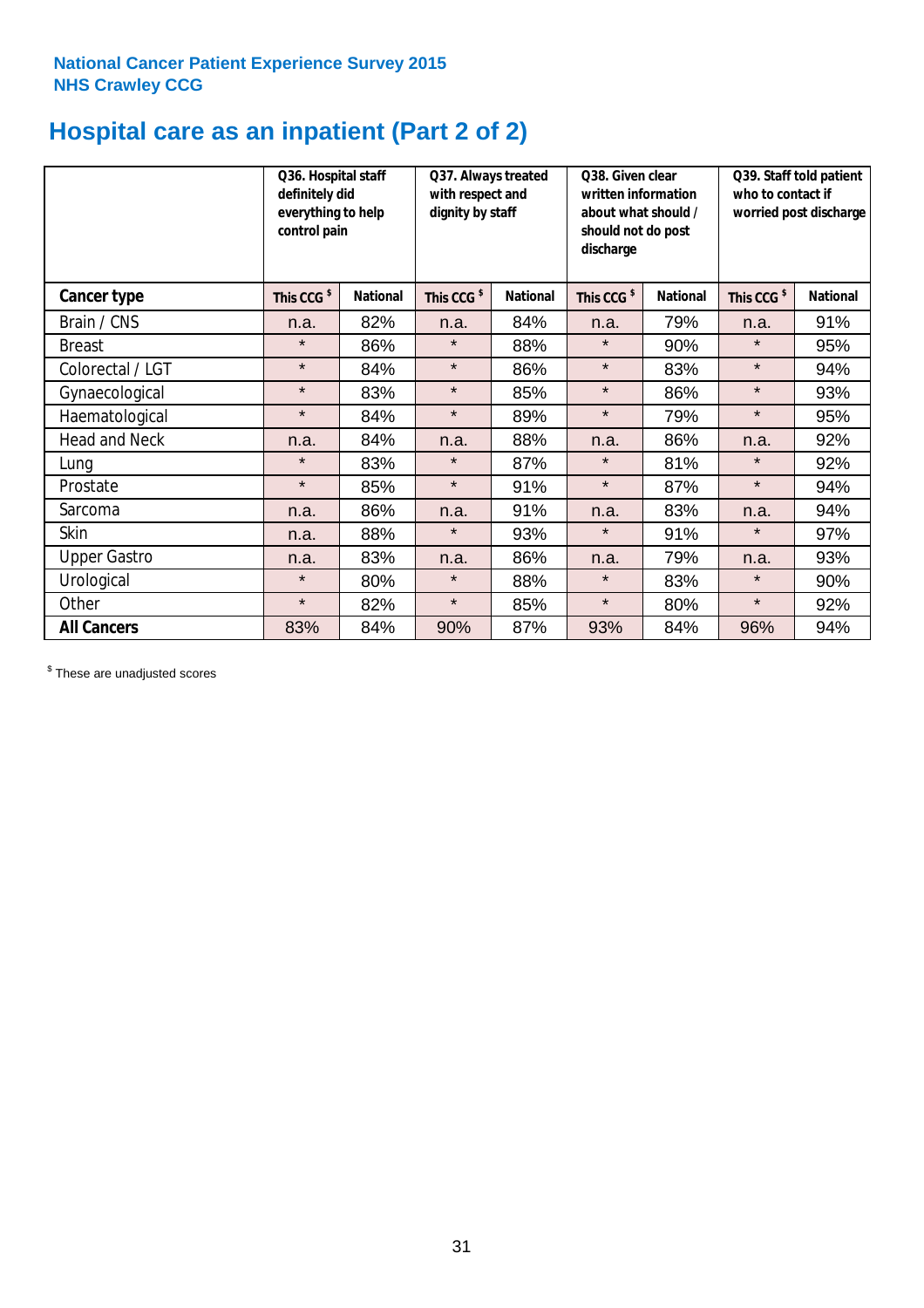**National Cancer Patient Experience Survey 2015**
**NHS Crawley CCG**

# Hospital care as an inpatient (Part 2 of 2)

| | Q36. Hospital staff definitely did everything to help control pain | | Q37. Always treated with respect and dignity by staff | | Q38. Given clear written information about what should / should not do post discharge | | Q39. Staff told patient who to contact if worried post discharge | |
|---|---|---|---|---|---|---|---|---|
| **Cancer type** | **This CCG $** | **National** | **This CCG $** | **National** | **This CCG $** | **National** | **This CCG $** | **National** |
| Brain / CNS | n.a. | 82% | n.a. | 84% | n.a. | 79% | n.a. | 91% |
| Breast | * | 86% | * | 88% | * | 90% | * | 95% |
| Colorectal / LGT | * | 84% | * | 86% | * | 83% | * | 94% |
| Gynaecological | * | 83% | * | 85% | * | 86% | * | 93% |
| Haematological | * | 84% | * | 89% | * | 79% | * | 95% |
| Head and Neck | n.a. | 84% | n.a. | 88% | n.a. | 86% | n.a. | 92% |
| Lung | * | 83% | * | 87% | * | 81% | * | 92% |
| Prostate | * | 85% | * | 91% | * | 87% | * | 94% |
| Sarcoma | n.a. | 86% | n.a. | 91% | n.a. | 83% | n.a. | 94% |
| Skin | n.a. | 88% | * | 93% | * | 91% | * | 97% |
| Upper Gastro | n.a. | 83% | n.a. | 86% | n.a. | 79% | n.a. | 93% |
| Urological | * | 80% | * | 88% | * | 83% | * | 90% |
| Other | * | 82% | * | 85% | * | 80% | * | 92% |
| **All Cancers** | 83% | 84% | 90% | 87% | 93% | 84% | 96% | 94% |

$ These are unadjusted scores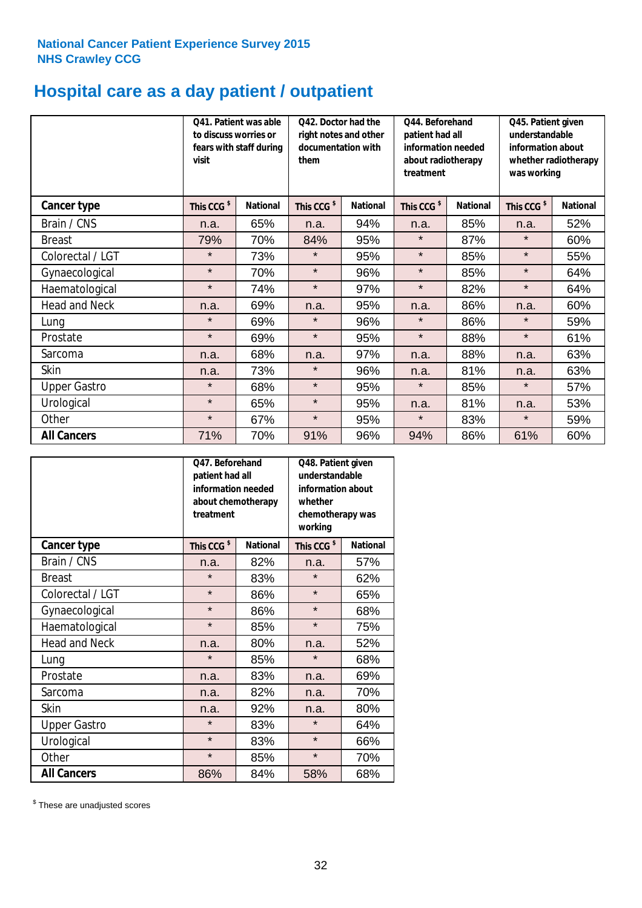National Cancer Patient Experience Survey 2015
NHS Crawley CCG

# Hospital care as a day patient / outpatient

| | Q41. Patient was able to discuss worries or fears with staff during visit | | Q42. Doctor had the right notes and other documentation with them | | Q44. Beforehand patient had all information needed about radiotherapy treatment | | Q45. Patient given understandable information about whether radiotherapy was working | |
|---|---|---|---|---|---|---|---|---|
| **Cancer type** | This CCG $ | National | This CCG $ | National | This CCG $ | National | This CCG $ | National |
| Brain / CNS | n.a. | 65% | n.a. | 94% | n.a. | 85% | n.a. | 52% |
| Breast | 79% | 70% | 84% | 95% | * | 87% | * | 60% |
| Colorectal / LGT | * | 73% | * | 95% | * | 85% | * | 55% |
| Gynaecological | * | 70% | * | 96% | * | 85% | * | 64% |
| Haematological | * | 74% | * | 97% | * | 82% | * | 64% |
| Head and Neck | n.a. | 69% | n.a. | 95% | n.a. | 86% | n.a. | 60% |
| Lung | * | 69% | * | 96% | * | 86% | * | 59% |
| Prostate | * | 69% | * | 95% | * | 88% | * | 61% |
| Sarcoma | n.a. | 68% | n.a. | 97% | n.a. | 88% | n.a. | 63% |
| Skin | n.a. | 73% | * | 96% | n.a. | 81% | n.a. | 63% |
| Upper Gastro | * | 68% | * | 95% | * | 85% | * | 57% |
| Urological | * | 65% | * | 95% | n.a. | 81% | n.a. | 53% |
| Other | * | 67% | * | 95% | * | 83% | * | 59% |
| **All Cancers** | 71% | 70% | 91% | 96% | 94% | 86% | 61% | 60% |

| | Q47. Beforehand patient had all information needed about chemotherapy treatment | | Q48. Patient given understandable information about whether chemotherapy was working | |
|---|---|---|---|---|
| **Cancer type** | This CCG $ | National | This CCG $ | National |
| Brain / CNS | n.a. | 82% | n.a. | 57% |
| Breast | * | 83% | * | 62% |
| Colorectal / LGT | * | 86% | * | 65% |
| Gynaecological | * | 86% | * | 68% |
| Haematological | * | 85% | * | 75% |
| Head and Neck | n.a. | 80% | n.a. | 52% |
| Lung | * | 85% | * | 68% |
| Prostate | n.a. | 83% | n.a. | 69% |
| Sarcoma | n.a. | 82% | n.a. | 70% |
| Skin | n.a. | 92% | n.a. | 80% |
| Upper Gastro | * | 83% | * | 64% |
| Urological | * | 83% | * | 66% |
| Other | * | 85% | * | 70% |
| **All Cancers** | 86% | 84% | 58% | 68% |

$ These are unadjusted scores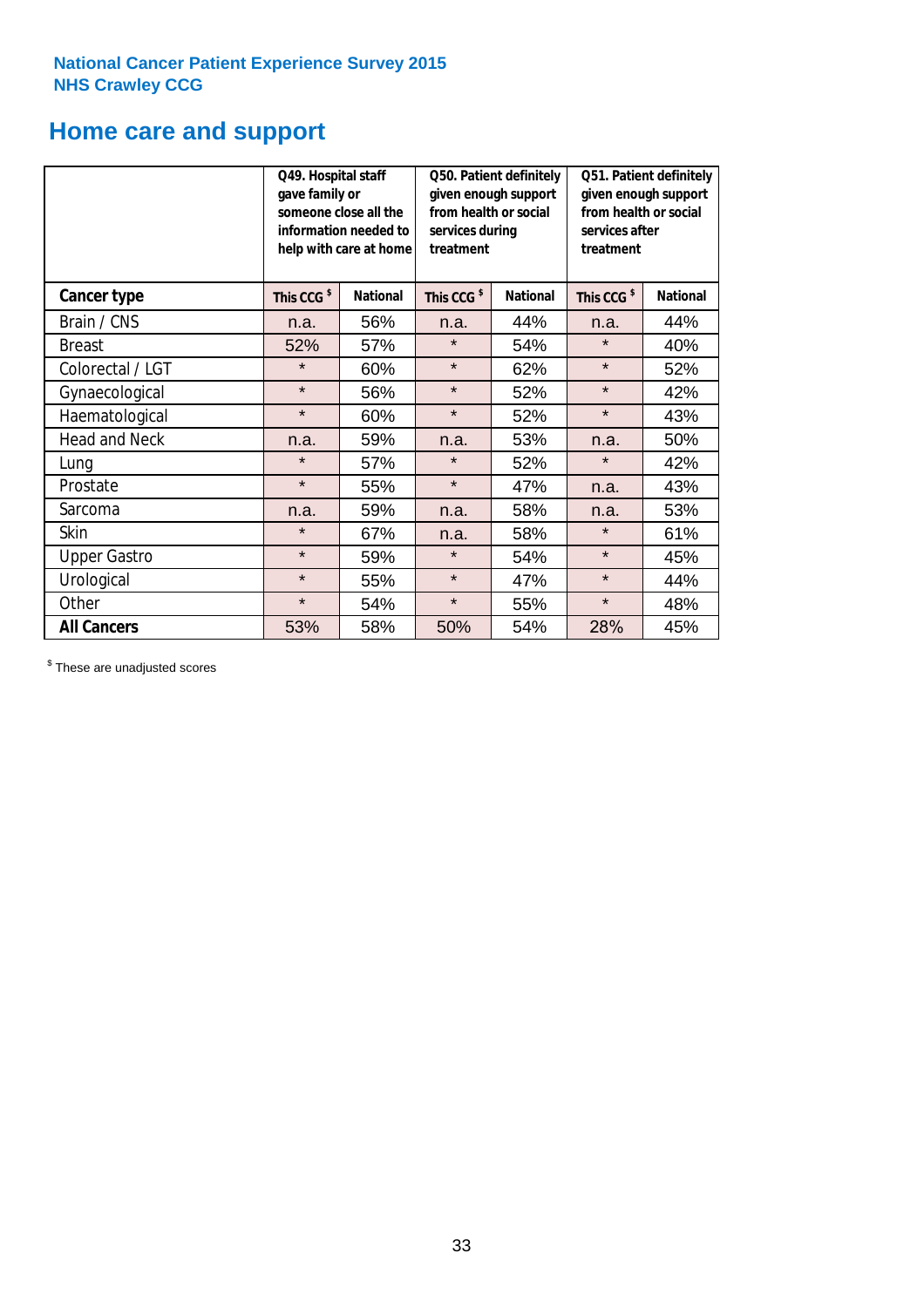National Cancer Patient Experience Survey 2015
NHS Crawley CCG

# Home care and support

| | Q49. Hospital staff gave family or someone close all the information needed to help with care at home | | Q50. Patient definitely given enough support from health or social services during treatment | | Q51. Patient definitely given enough support from health or social services after treatment | |
|---|---|---|---|---|---|---|
| **Cancer type** | This CCG $ | National | This CCG $ | National | This CCG $ | National |
| Brain / CNS | n.a. | 56% | n.a. | 44% | n.a. | 44% |
| Breast | 52% | 57% | * | 54% | * | 40% |
| Colorectal / LGT | * | 60% | * | 62% | * | 52% |
| Gynaecological | * | 56% | * | 52% | * | 42% |
| Haematological | * | 60% | * | 52% | * | 43% |
| Head and Neck | n.a. | 59% | n.a. | 53% | n.a. | 50% |
| Lung | * | 57% | * | 52% | * | 42% |
| Prostate | * | 55% | * | 47% | n.a. | 43% |
| Sarcoma | n.a. | 59% | n.a. | 58% | n.a. | 53% |
| Skin | * | 67% | n.a. | 58% | * | 61% |
| Upper Gastro | * | 59% | * | 54% | * | 45% |
| Urological | * | 55% | * | 47% | * | 44% |
| Other | * | 54% | * | 55% | * | 48% |
| **All Cancers** | 53% | 58% | 50% | 54% | 28% | 45% |

$ These are unadjusted scores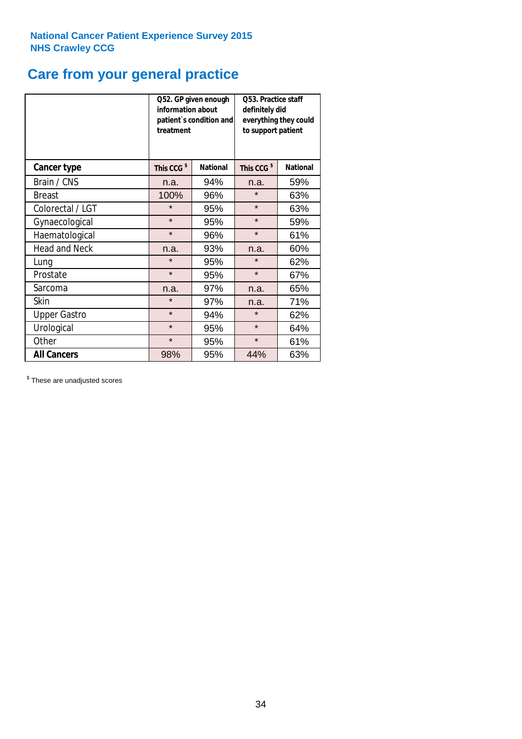National Cancer Patient Experience Survey 2015
NHS Crawley CCG

# Care from your general practice

| | Q52. GP given enough information about patient`s condition and treatment | | Q53. Practice staff definitely did everything they could to support patient | |
|---|---|---|---|---|
| **Cancer type** | This CCG $ | National | This CCG $ | National |
| Brain / CNS | n.a. | 94% | n.a. | 59% |
| Breast | 100% | 96% | * | 63% |
| Colorectal / LGT | * | 95% | * | 63% |
| Gynaecological | * | 95% | * | 59% |
| Haematological | * | 96% | * | 61% |
| Head and Neck | n.a. | 93% | n.a. | 60% |
| Lung | * | 95% | * | 62% |
| Prostate | * | 95% | * | 67% |
| Sarcoma | n.a. | 97% | n.a. | 65% |
| Skin | * | 97% | n.a. | 71% |
| Upper Gastro | * | 94% | * | 62% |
| Urological | * | 95% | * | 64% |
| Other | * | 95% | * | 61% |
| **All Cancers** | 98% | 95% | 44% | 63% |

$ These are unadjusted scores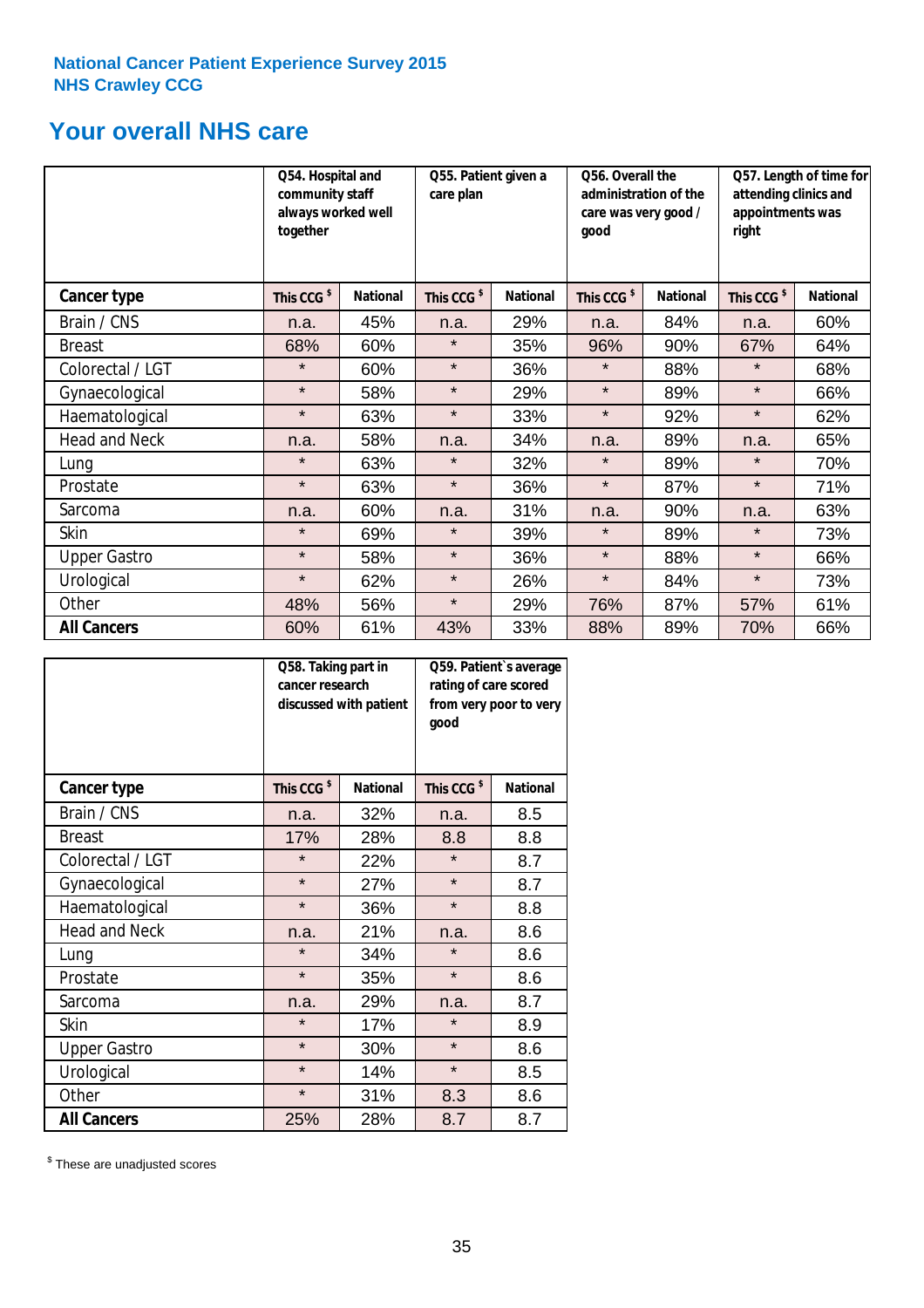National Cancer Patient Experience Survey 2015
NHS Crawley CCG

# Your overall NHS care

| | Q54. Hospital and community staff always worked well together | | Q55. Patient given a care plan | | Q56. Overall the administration of the care was very good / good | | Q57. Length of time for attending clinics and appointments was right | |
|---|---|---|---|---|---|---|---|---|
| **Cancer type** | **This CCG $** | **National** | **This CCG $** | **National** | **This CCG $** | **National** | **This CCG $** | **National** |
| Brain / CNS | n.a. | 45% | n.a. | 29% | n.a. | 84% | n.a. | 60% |
| Breast | 68% | 60% | * | 35% | 96% | 90% | 67% | 64% |
| Colorectal / LGT | * | 60% | * | 36% | * | 88% | * | 68% |
| Gynaecological | * | 58% | * | 29% | * | 89% | * | 66% |
| Haematological | * | 63% | * | 33% | * | 92% | * | 62% |
| Head and Neck | n.a. | 58% | n.a. | 34% | n.a. | 89% | n.a. | 65% |
| Lung | * | 63% | * | 32% | * | 89% | * | 70% |
| Prostate | * | 63% | * | 36% | * | 87% | * | 71% |
| Sarcoma | n.a. | 60% | n.a. | 31% | n.a. | 90% | n.a. | 63% |
| Skin | * | 69% | * | 39% | * | 89% | * | 73% |
| Upper Gastro | * | 58% | * | 36% | * | 88% | * | 66% |
| Urological | * | 62% | * | 26% | * | 84% | * | 73% |
| Other | 48% | 56% | * | 29% | 76% | 87% | 57% | 61% |
| **All Cancers** | 60% | 61% | 43% | 33% | 88% | 89% | 70% | 66% |

| | Q58. Taking part in cancer research discussed with patient | | Q59. Patient`s average rating of care scored from very poor to very good | |
|---|---|---|---|---|
| **Cancer type** | **This CCG $** | **National** | **This CCG $** | **National** |
| Brain / CNS | n.a. | 32% | n.a. | 8.5 |
| Breast | 17% | 28% | 8.8 | 8.8 |
| Colorectal / LGT | * | 22% | * | 8.7 |
| Gynaecological | * | 27% | * | 8.7 |
| Haematological | * | 36% | * | 8.8 |
| Head and Neck | n.a. | 21% | n.a. | 8.6 |
| Lung | * | 34% | * | 8.6 |
| Prostate | * | 35% | * | 8.6 |
| Sarcoma | n.a. | 29% | n.a. | 8.7 |
| Skin | * | 17% | * | 8.9 |
| Upper Gastro | * | 30% | * | 8.6 |
| Urological | * | 14% | * | 8.5 |
| Other | * | 31% | 8.3 | 8.6 |
| **All Cancers** | 25% | 28% | 8.7 | 8.7 |

$ These are unadjusted scores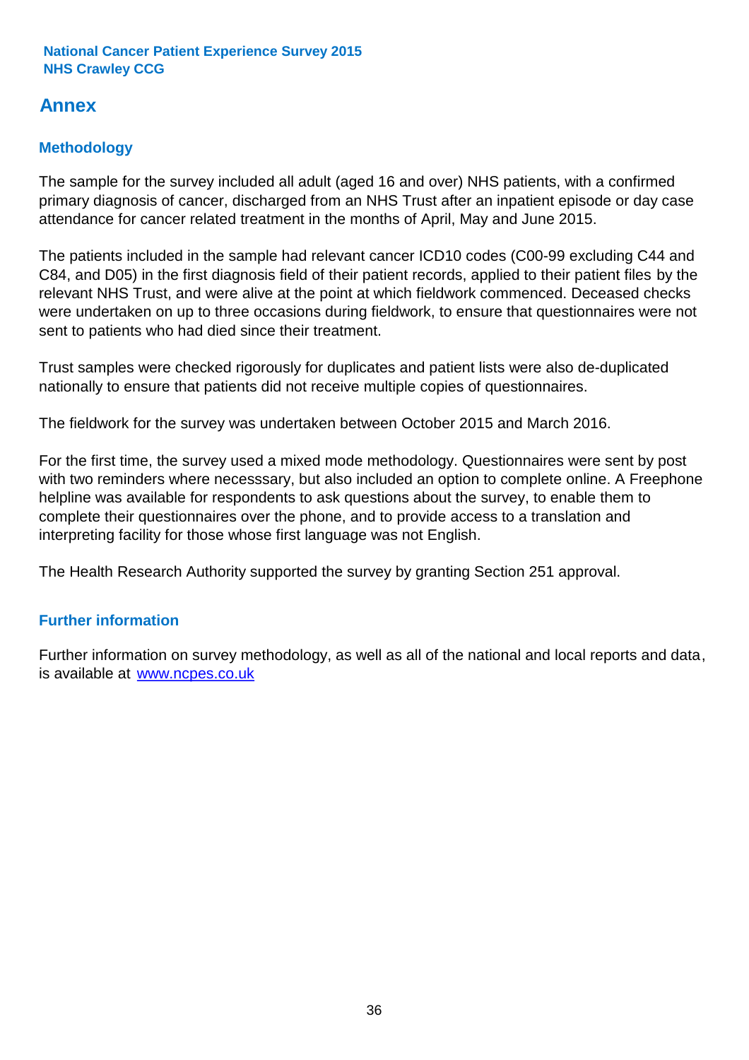## Annex

### Methodology

The sample for the survey included all adult (aged 16 and over) NHS patients, with a confirmed primary diagnosis of cancer, discharged from an NHS Trust after an inpatient episode or day case attendance for cancer related treatment in the months of April, May and June 2015.

The patients included in the sample had relevant cancer ICD10 codes (C00-99 excluding C44 and C84, and D05) in the first diagnosis field of their patient records, applied to their patient files by the relevant NHS Trust, and were alive at the point at which fieldwork commenced. Deceased checks were undertaken on up to three occasions during fieldwork, to ensure that questionnaires were not sent to patients who had died since their treatment.

Trust samples were checked rigorously for duplicates and patient lists were also de-duplicated nationally to ensure that patients did not receive multiple copies of questionnaires.

The fieldwork for the survey was undertaken between October 2015 and March 2016.

For the first time, the survey used a mixed mode methodology. Questionnaires were sent by post with two reminders where necesssary, but also included an option to complete online. A Freephone helpline was available for respondents to ask questions about the survey, to enable them to complete their questionnaires over the phone, and to provide access to a translation and interpreting facility for those whose first language was not English.

The Health Research Authority supported the survey by granting Section 251 approval.

### Further information

Further information on survey methodology, as well as all of the national and local reports and data, is available at www.ncpes.co.uk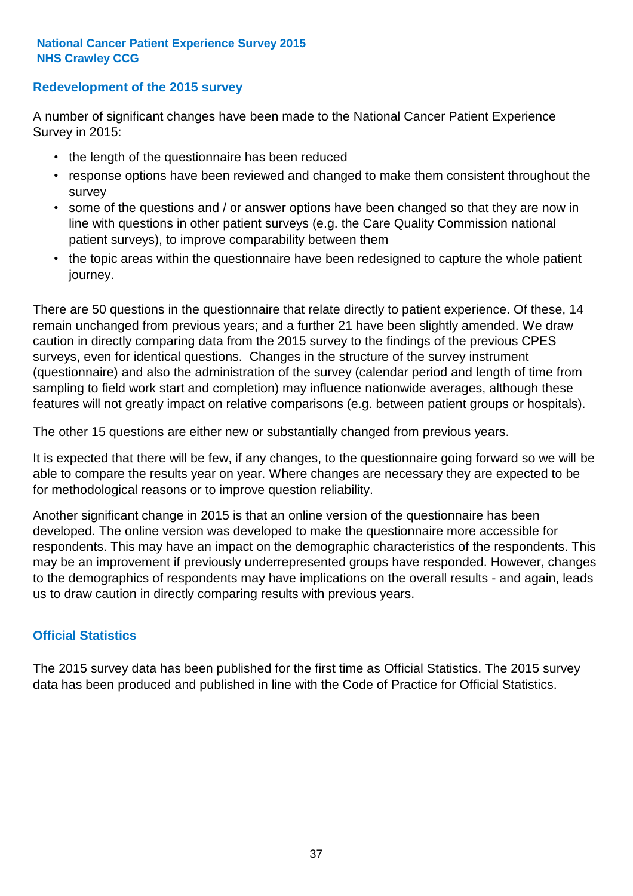**National Cancer Patient Experience Survey 2015**
**NHS Crawley CCG**

## Redevelopment of the 2015 survey

A number of significant changes have been made to the National Cancer Patient Experience Survey in 2015:

- the length of the questionnaire has been reduced
- response options have been reviewed and changed to make them consistent throughout the survey
- some of the questions and / or answer options have been changed so that they are now in line with questions in other patient surveys (e.g. the Care Quality Commission national patient surveys), to improve comparability between them
- the topic areas within the questionnaire have been redesigned to capture the whole patient journey.

There are 50 questions in the questionnaire that relate directly to patient experience. Of these, 14 remain unchanged from previous years; and a further 21 have been slightly amended. We draw caution in directly comparing data from the 2015 survey to the findings of the previous CPES surveys, even for identical questions. Changes in the structure of the survey instrument (questionnaire) and also the administration of the survey (calendar period and length of time from sampling to field work start and completion) may influence nationwide averages, although these features will not greatly impact on relative comparisons (e.g. between patient groups or hospitals).

The other 15 questions are either new or substantially changed from previous years.

It is expected that there will be few, if any changes, to the questionnaire going forward so we will be able to compare the results year on year. Where changes are necessary they are expected to be for methodological reasons or to improve question reliability.

Another significant change in 2015 is that an online version of the questionnaire has been developed. The online version was developed to make the questionnaire more accessible for respondents. This may have an impact on the demographic characteristics of the respondents. This may be an improvement if previously underrepresented groups have responded. However, changes to the demographics of respondents may have implications on the overall results - and again, leads us to draw caution in directly comparing results with previous years.

## Official Statistics

The 2015 survey data has been published for the first time as Official Statistics. The 2015 survey data has been produced and published in line with the Code of Practice for Official Statistics.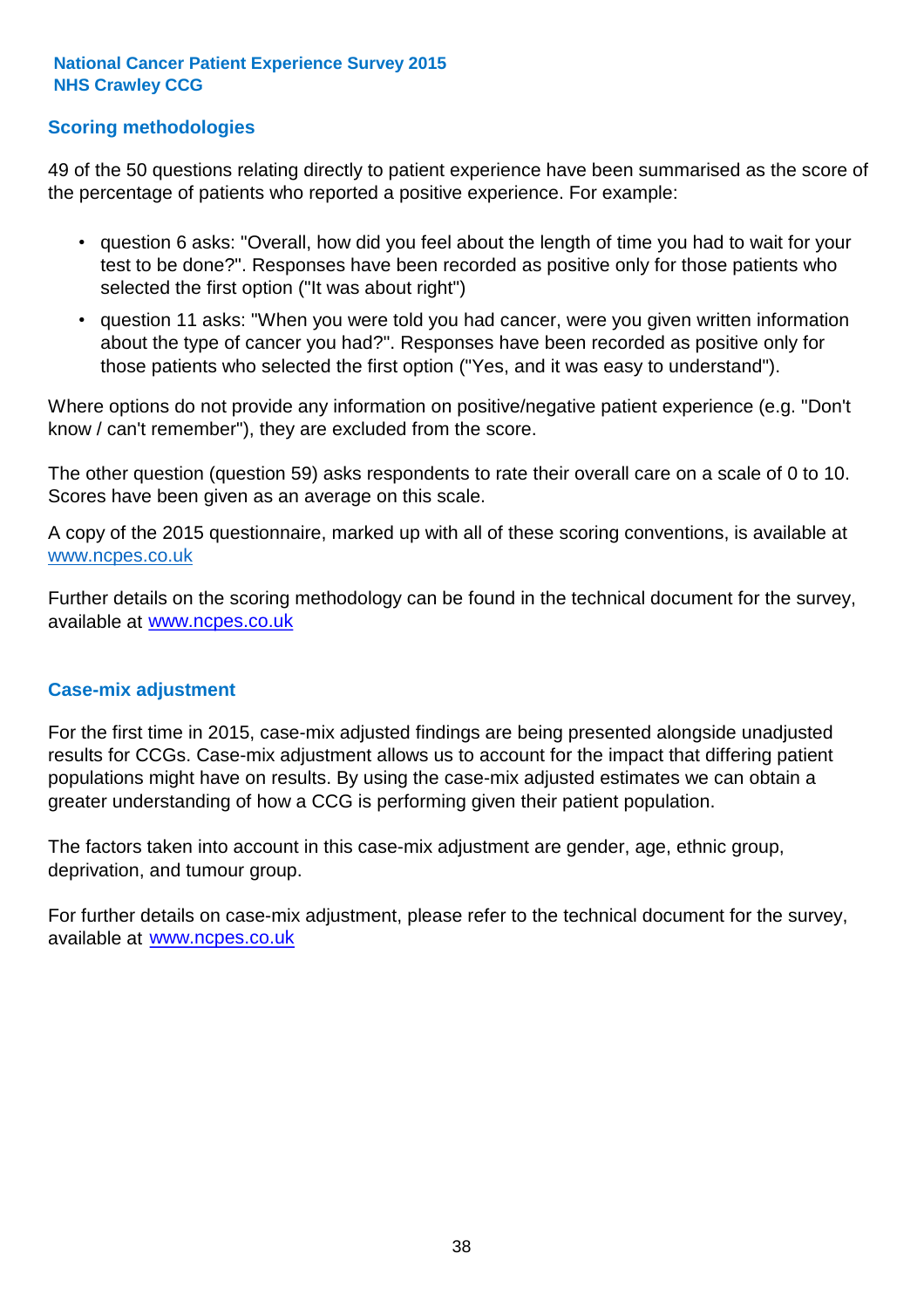## Scoring methodologies

49 of the 50 questions relating directly to patient experience have been summarised as the score of the percentage of patients who reported a positive experience. For example:

- question 6 asks: "Overall, how did you feel about the length of time you had to wait for your test to be done?". Responses have been recorded as positive only for those patients who selected the first option ("It was about right")
- question 11 asks: "When you were told you had cancer, were you given written information about the type of cancer you had?". Responses have been recorded as positive only for those patients who selected the first option ("Yes, and it was easy to understand").

Where options do not provide any information on positive/negative patient experience (e.g. "Don't know / can't remember"), they are excluded from the score.

The other question (question 59) asks respondents to rate their overall care on a scale of 0 to 10. Scores have been given as an average on this scale.

A copy of the 2015 questionnaire, marked up with all of these scoring conventions, is available at www.ncpes.co.uk

Further details on the scoring methodology can be found in the technical document for the survey, available at www.ncpes.co.uk

## Case-mix adjustment

For the first time in 2015, case-mix adjusted findings are being presented alongside unadjusted results for CCGs. Case-mix adjustment allows us to account for the impact that differing patient populations might have on results. By using the case-mix adjusted estimates we can obtain a greater understanding of how a CCG is performing given their patient population.

The factors taken into account in this case-mix adjustment are gender, age, ethnic group, deprivation, and tumour group.

For further details on case-mix adjustment, please refer to the technical document for the survey, available at www.ncpes.co.uk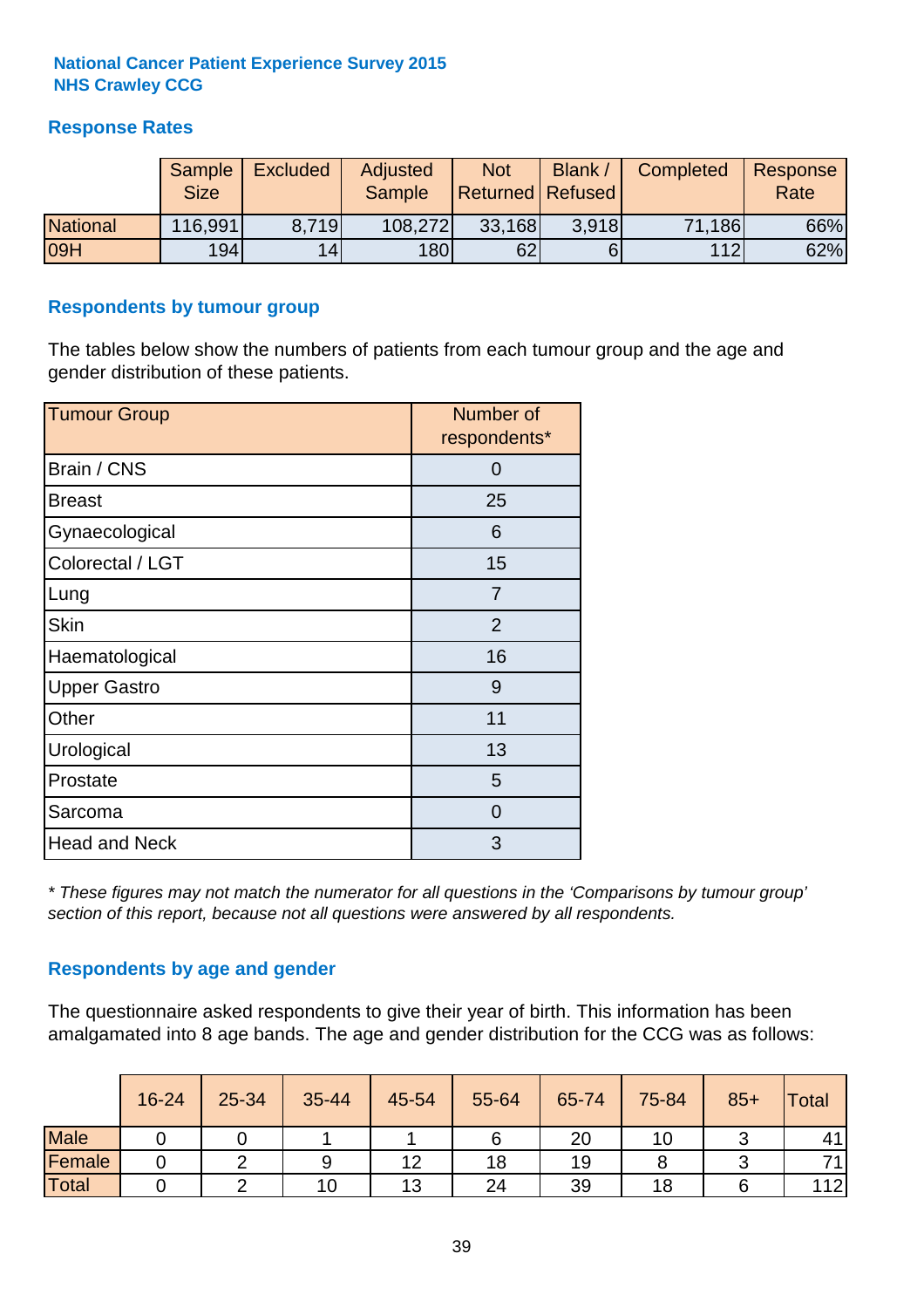**National Cancer Patient Experience Survey 2015**
**NHS Crawley CCG**

## Response Rates

| | Sample Size | Excluded | Adjusted Sample | Not Returned | Blank / Refused | Completed | Response Rate |
|---|---|---|---|---|---|---|---|
| National | 116,991 | 8,719 | 108,272 | 33,168 | 3,918 | 71,186 | 66% |
| 09H | 194 | 14 | 180 | 62 | 6 | 112 | 62% |

## Respondents by tumour group

The tables below show the numbers of patients from each tumour group and the age and gender distribution of these patients.

| Tumour Group | Number of respondents* |
|---|---|
| Brain / CNS | 0 |
| Breast | 25 |
| Gynaecological | 6 |
| Colorectal / LGT | 15 |
| Lung | 7 |
| Skin | 2 |
| Haematological | 16 |
| Upper Gastro | 9 |
| Other | 11 |
| Urological | 13 |
| Prostate | 5 |
| Sarcoma | 0 |
| Head and Neck | 3 |

*\* These figures may not match the numerator for all questions in the 'Comparisons by tumour group' section of this report, because not all questions were answered by all respondents.*

## Respondents by age and gender

The questionnaire asked respondents to give their year of birth. This information has been amalgamated into 8 age bands. The age and gender distribution for the CCG was as follows:

| | 16-24 | 25-34 | 35-44 | 45-54 | 55-64 | 65-74 | 75-84 | 85+ | Total |
|---|---|---|---|---|---|---|---|---|---|
| Male | 0 | 0 | 1 | 1 | 6 | 20 | 10 | 3 | 41 |
| Female | 0 | 2 | 9 | 12 | 18 | 19 | 8 | 3 | 71 |
| Total | 0 | 2 | 10 | 13 | 24 | 39 | 18 | 6 | 112 |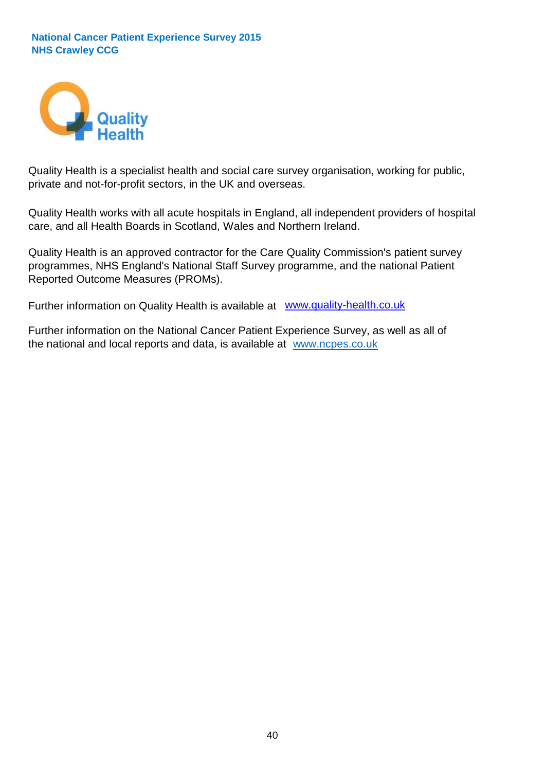**National Cancer Patient Experience Survey 2015**
**NHS Crawley CCG**

Quality Health

Quality Health is a specialist health and social care survey organisation, working for public, private and not-for-profit sectors, in the UK and overseas.

Quality Health works with all acute hospitals in England, all independent providers of hospital care, and all Health Boards in Scotland, Wales and Northern Ireland.

Quality Health is an approved contractor for the Care Quality Commission's patient survey programmes, NHS England's National Staff Survey programme, and the national Patient Reported Outcome Measures (PROMs).

Further information on Quality Health is available at www.quality-health.co.uk

Further information on the National Cancer Patient Experience Survey, as well as all of the national and local reports and data, is available at www.ncpes.co.uk